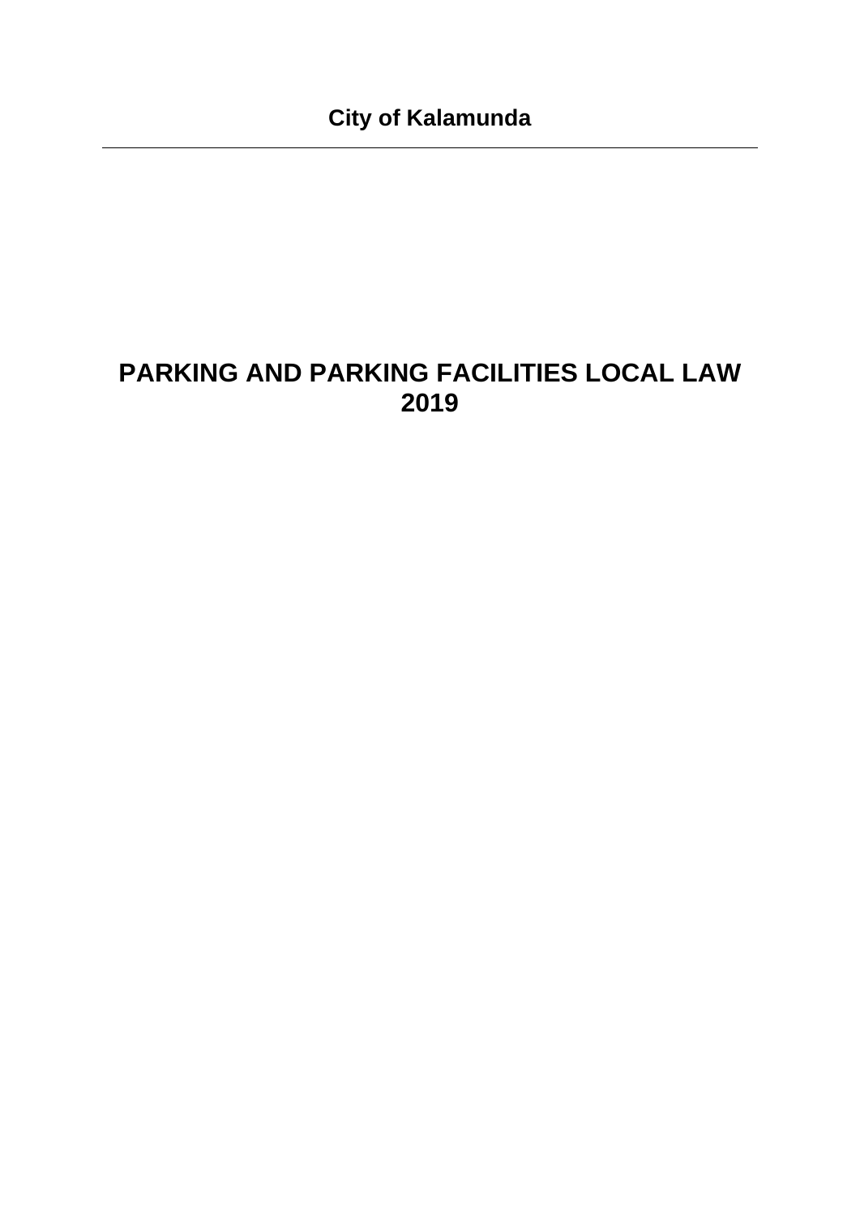**City of Kalamunda**

---

# PARKING AND PARKING FACILITIES LOCAL LAW 2019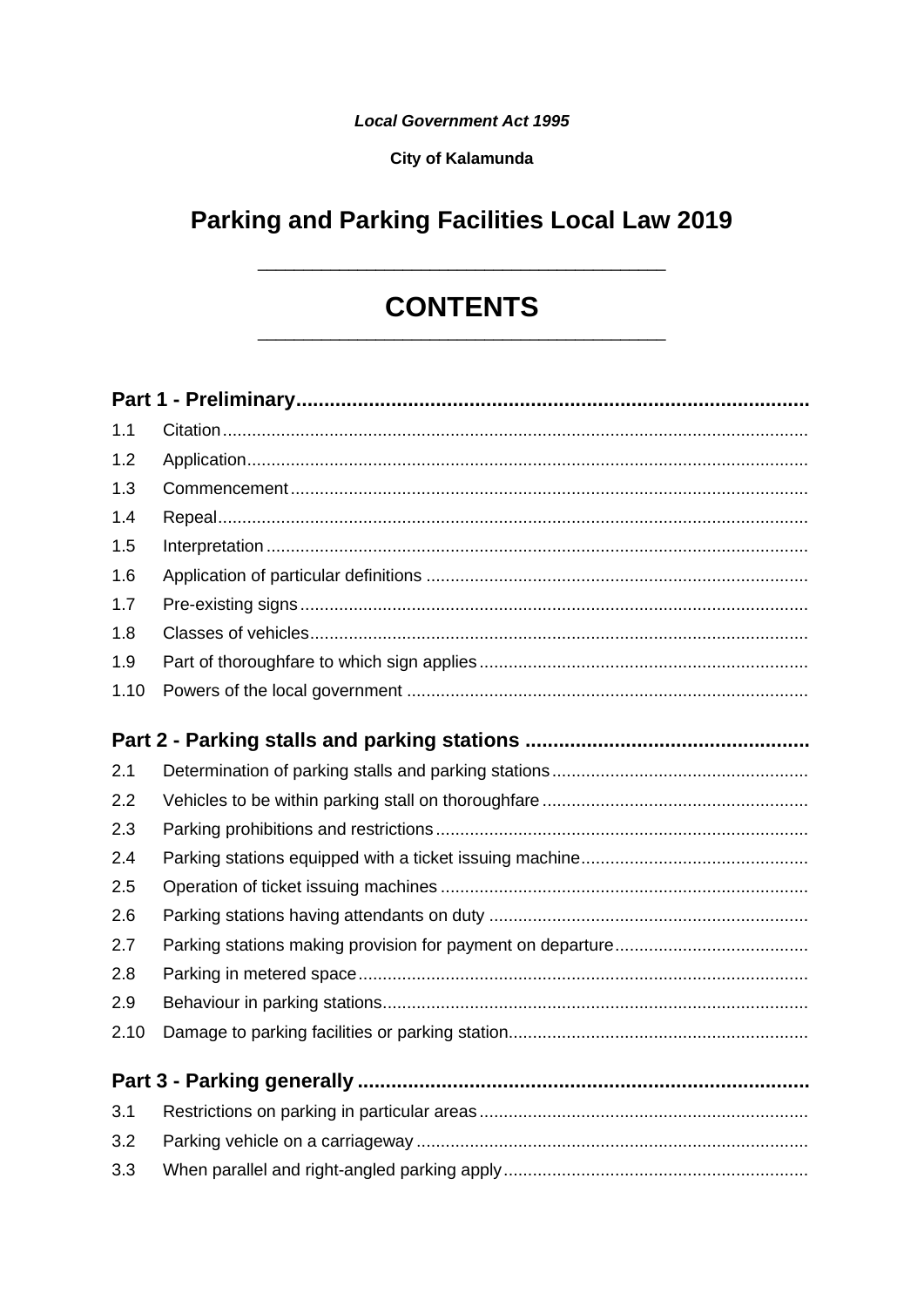***Local Government Act 1995***

**City of Kalamunda**

# Parking and Parking Facilities Local Law 2019

---

## CONTENTS

---

**Part 1 - Preliminary**

1.1 Citation
1.2 Application
1.3 Commencement
1.4 Repeal
1.5 Interpretation
1.6 Application of particular definitions
1.7 Pre-existing signs
1.8 Classes of vehicles
1.9 Part of thoroughfare to which sign applies
1.10 Powers of the local government

**Part 2 - Parking stalls and parking stations**

2.1 Determination of parking stalls and parking stations
2.2 Vehicles to be within parking stall on thoroughfare
2.3 Parking prohibitions and restrictions
2.4 Parking stations equipped with a ticket issuing machine
2.5 Operation of ticket issuing machines
2.6 Parking stations having attendants on duty
2.7 Parking stations making provision for payment on departure
2.8 Parking in metered space
2.9 Behaviour in parking stations
2.10 Damage to parking facilities or parking station

**Part 3 - Parking generally**

3.1 Restrictions on parking in particular areas
3.2 Parking vehicle on a carriageway
3.3 When parallel and right-angled parking apply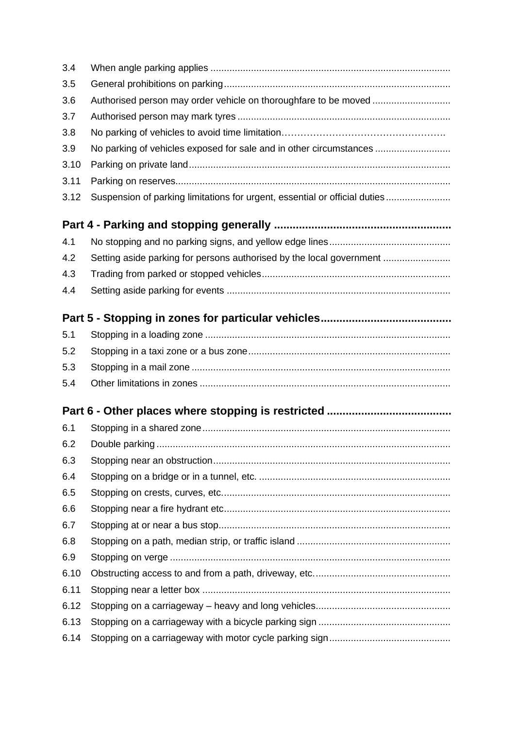3.4 When angle parking applies

3.5 General prohibitions on parking

3.6 Authorised person may order vehicle on thoroughfare to be moved

3.7 Authorised person may mark tyres

3.8 No parking of vehicles to avoid time limitation

3.9 No parking of vehicles exposed for sale and in other circumstances

3.10 Parking on private land

3.11 Parking on reserves

3.12 Suspension of parking limitations for urgent, essential or official duties

**Part 4 - Parking and stopping generally**

4.1 No stopping and no parking signs, and yellow edge lines

4.2 Setting aside parking for persons authorised by the local government

4.3 Trading from parked or stopped vehicles

4.4 Setting aside parking for events

**Part 5 - Stopping in zones for particular vehicles**

5.1 Stopping in a loading zone

5.2 Stopping in a taxi zone or a bus zone

5.3 Stopping in a mail zone

5.4 Other limitations in zones

**Part 6 - Other places where stopping is restricted**

6.1 Stopping in a shared zone

6.2 Double parking

6.3 Stopping near an obstruction

6.4 Stopping on a bridge or in a tunnel, etc.

6.5 Stopping on crests, curves, etc.

6.6 Stopping near a fire hydrant etc

6.7 Stopping at or near a bus stop

6.8 Stopping on a path, median strip, or traffic island

6.9 Stopping on verge

6.10 Obstructing access to and from a path, driveway, etc.

6.11 Stopping near a letter box

6.12 Stopping on a carriageway – heavy and long vehicles

6.13 Stopping on a carriageway with a bicycle parking sign

6.14 Stopping on a carriageway with motor cycle parking sign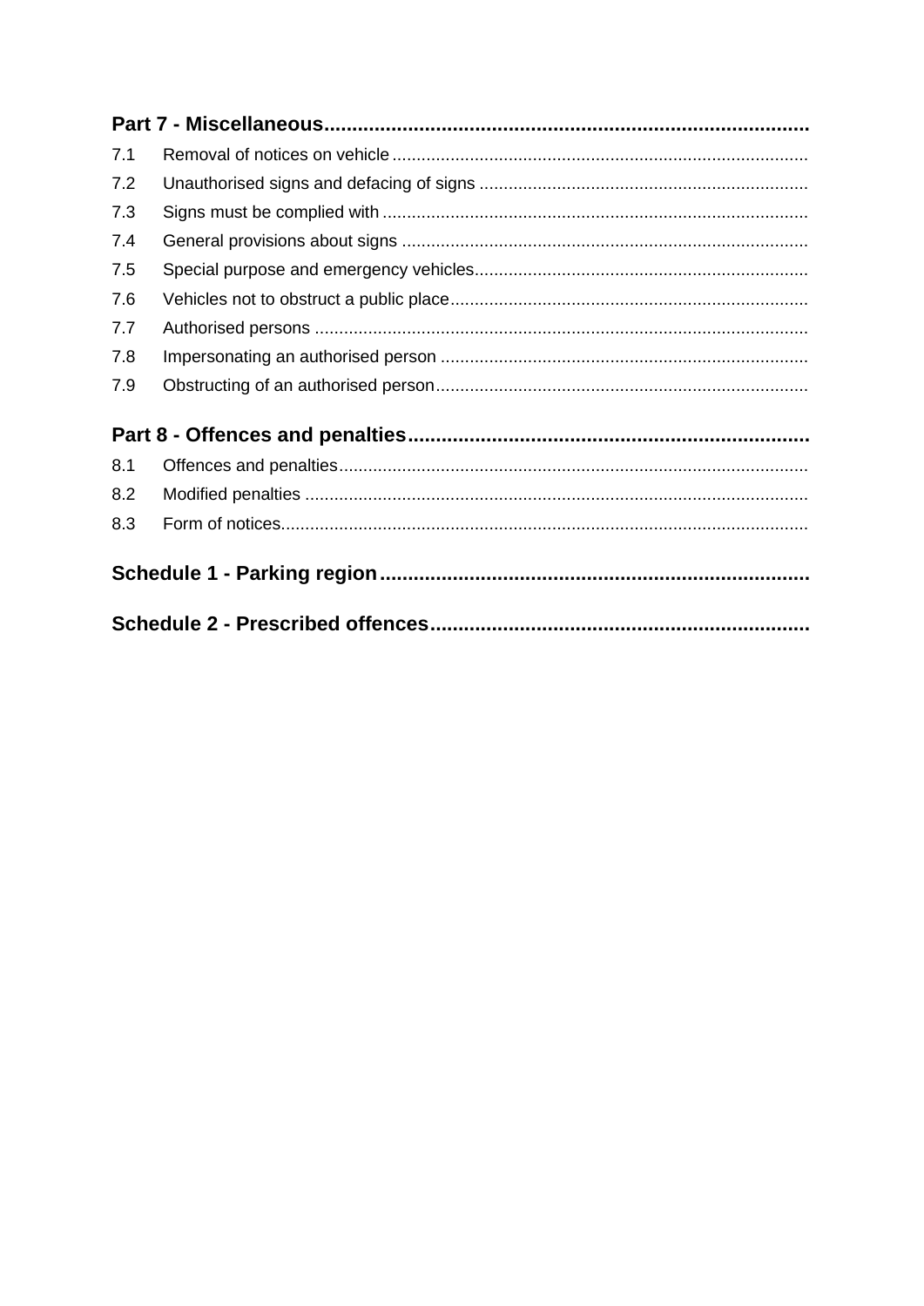**Part 7 - Miscellaneous**

7.1 Removal of notices on vehicle

7.2 Unauthorised signs and defacing of signs

7.3 Signs must be complied with

7.4 General provisions about signs

7.5 Special purpose and emergency vehicles

7.6 Vehicles not to obstruct a public place

7.7 Authorised persons

7.8 Impersonating an authorised person

7.9 Obstructing of an authorised person

**Part 8 - Offences and penalties**

8.1 Offences and penalties

8.2 Modified penalties

8.3 Form of notices

**Schedule 1 - Parking region**

**Schedule 2 - Prescribed offences**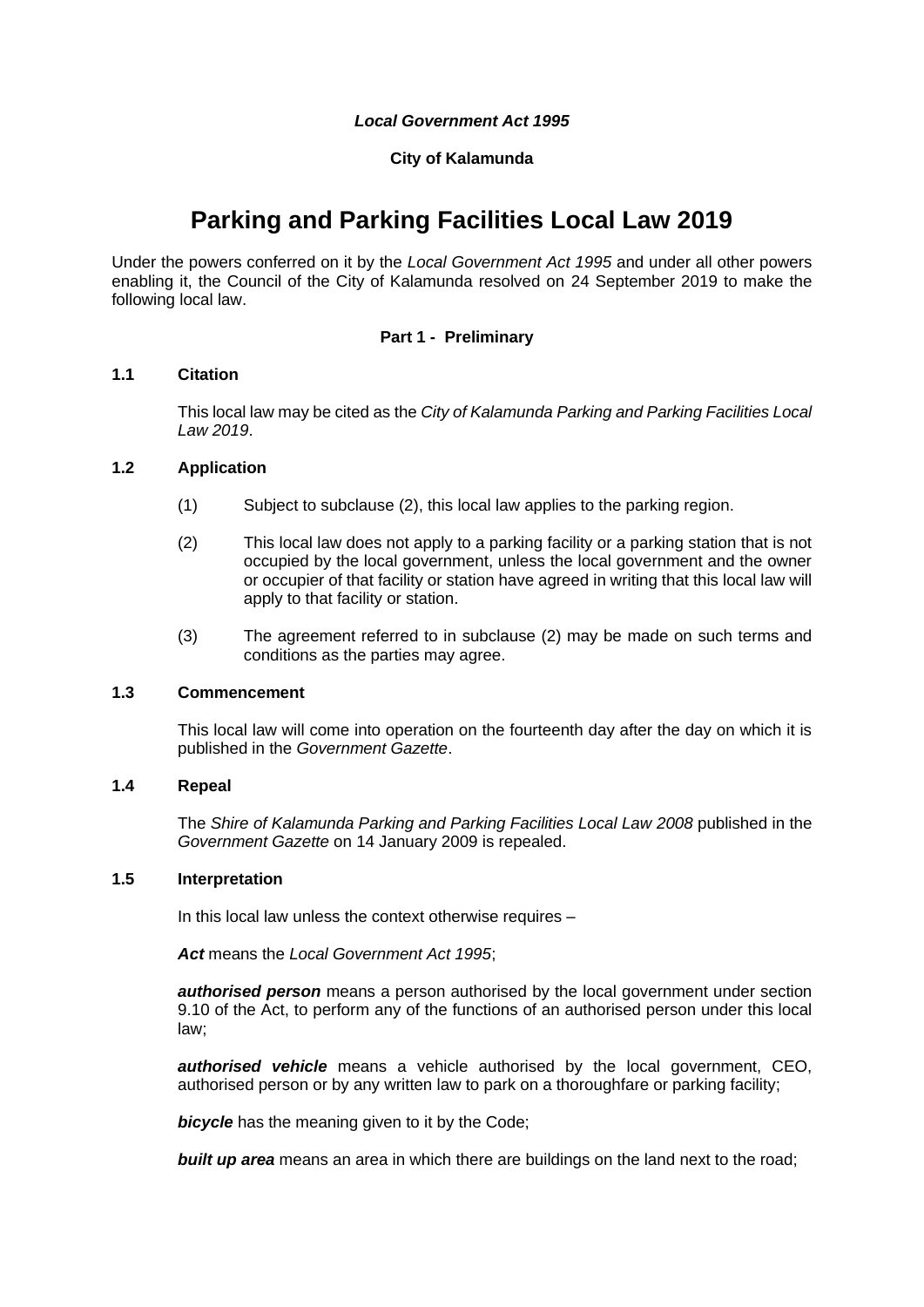***Local Government Act 1995***

**City of Kalamunda**

# Parking and Parking Facilities Local Law 2019

Under the powers conferred on it by the *Local Government Act 1995* and under all other powers enabling it, the Council of the City of Kalamunda resolved on 24 September 2019 to make the following local law.

## Part 1 - Preliminary

### 1.1 Citation

This local law may be cited as the *City of Kalamunda Parking and Parking Facilities Local Law 2019*.

### 1.2 Application

(1) Subject to subclause (2), this local law applies to the parking region.

(2) This local law does not apply to a parking facility or a parking station that is not occupied by the local government, unless the local government and the owner or occupier of that facility or station have agreed in writing that this local law will apply to that facility or station.

(3) The agreement referred to in subclause (2) may be made on such terms and conditions as the parties may agree.

### 1.3 Commencement

This local law will come into operation on the fourteenth day after the day on which it is published in the *Government Gazette*.

### 1.4 Repeal

The *Shire of Kalamunda Parking and Parking Facilities Local Law 2008* published in the *Government Gazette* on 14 January 2009 is repealed.

### 1.5 Interpretation

In this local law unless the context otherwise requires –

***Act*** means the *Local Government Act 1995*;

***authorised person*** means a person authorised by the local government under section 9.10 of the Act, to perform any of the functions of an authorised person under this local law;

***authorised vehicle*** means a vehicle authorised by the local government, CEO, authorised person or by any written law to park on a thoroughfare or parking facility;

***bicycle*** has the meaning given to it by the Code;

***built up area*** means an area in which there are buildings on the land next to the road;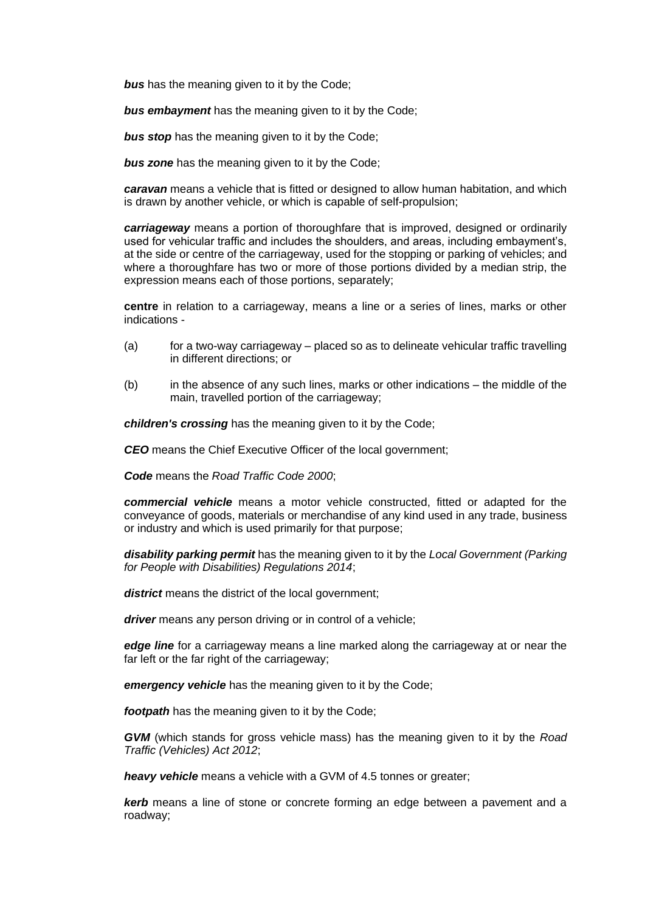***bus*** has the meaning given to it by the Code;

***bus embayment*** has the meaning given to it by the Code;

***bus stop*** has the meaning given to it by the Code;

***bus zone*** has the meaning given to it by the Code;

***caravan*** means a vehicle that is fitted or designed to allow human habitation, and which is drawn by another vehicle, or which is capable of self-propulsion;

***carriageway*** means a portion of thoroughfare that is improved, designed or ordinarily used for vehicular traffic and includes the shoulders, and areas, including embayment's, at the side or centre of the carriageway, used for the stopping or parking of vehicles; and where a thoroughfare has two or more of those portions divided by a median strip, the expression means each of those portions, separately;

**centre** in relation to a carriageway, means a line or a series of lines, marks or other indications -

(a) for a two-way carriageway – placed so as to delineate vehicular traffic travelling in different directions; or

(b) in the absence of any such lines, marks or other indications – the middle of the main, travelled portion of the carriageway;

***children's crossing*** has the meaning given to it by the Code;

***CEO*** means the Chief Executive Officer of the local government;

***Code*** means the *Road Traffic Code 2000*;

***commercial vehicle*** means a motor vehicle constructed, fitted or adapted for the conveyance of goods, materials or merchandise of any kind used in any trade, business or industry and which is used primarily for that purpose;

***disability parking permit*** has the meaning given to it by the *Local Government (Parking for People with Disabilities) Regulations 2014*;

***district*** means the district of the local government;

***driver*** means any person driving or in control of a vehicle;

***edge line*** for a carriageway means a line marked along the carriageway at or near the far left or the far right of the carriageway;

***emergency vehicle*** has the meaning given to it by the Code;

***footpath*** has the meaning given to it by the Code;

***GVM*** (which stands for gross vehicle mass) has the meaning given to it by the *Road Traffic (Vehicles) Act 2012*;

***heavy vehicle*** means a vehicle with a GVM of 4.5 tonnes or greater;

***kerb*** means a line of stone or concrete forming an edge between a pavement and a roadway;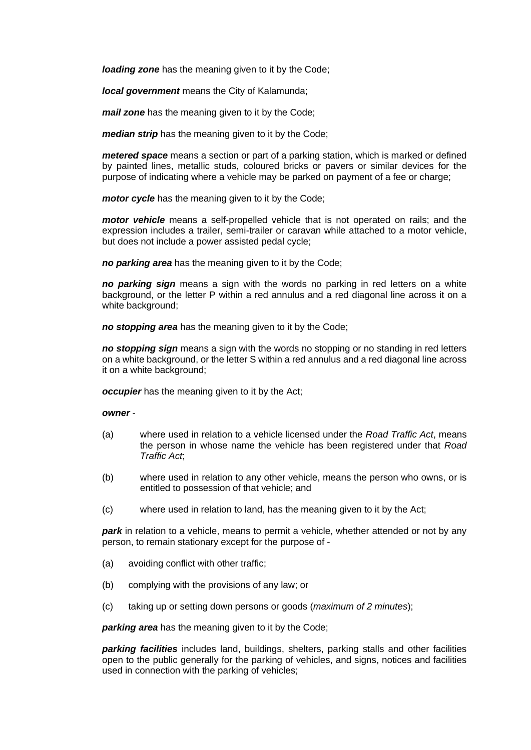***loading zone*** has the meaning given to it by the Code;

***local government*** means the City of Kalamunda;

***mail zone*** has the meaning given to it by the Code;

***median strip*** has the meaning given to it by the Code;

***metered space*** means a section or part of a parking station, which is marked or defined by painted lines, metallic studs, coloured bricks or pavers or similar devices for the purpose of indicating where a vehicle may be parked on payment of a fee or charge;

***motor cycle*** has the meaning given to it by the Code;

***motor vehicle*** means a self-propelled vehicle that is not operated on rails; and the expression includes a trailer, semi-trailer or caravan while attached to a motor vehicle, but does not include a power assisted pedal cycle;

***no parking area*** has the meaning given to it by the Code;

***no parking sign*** means a sign with the words no parking in red letters on a white background, or the letter P within a red annulus and a red diagonal line across it on a white background;

***no stopping area*** has the meaning given to it by the Code;

***no stopping sign*** means a sign with the words no stopping or no standing in red letters on a white background, or the letter S within a red annulus and a red diagonal line across it on a white background;

***occupier*** has the meaning given to it by the Act;

***owner*** -

(a) where used in relation to a vehicle licensed under the *Road Traffic Act*, means the person in whose name the vehicle has been registered under that *Road Traffic Act*;

(b) where used in relation to any other vehicle, means the person who owns, or is entitled to possession of that vehicle; and

(c) where used in relation to land, has the meaning given to it by the Act;

***park*** in relation to a vehicle, means to permit a vehicle, whether attended or not by any person, to remain stationary except for the purpose of -

(a) avoiding conflict with other traffic;

(b) complying with the provisions of any law; or

(c) taking up or setting down persons or goods (*maximum of 2 minutes*);

***parking area*** has the meaning given to it by the Code;

***parking facilities*** includes land, buildings, shelters, parking stalls and other facilities open to the public generally for the parking of vehicles, and signs, notices and facilities used in connection with the parking of vehicles;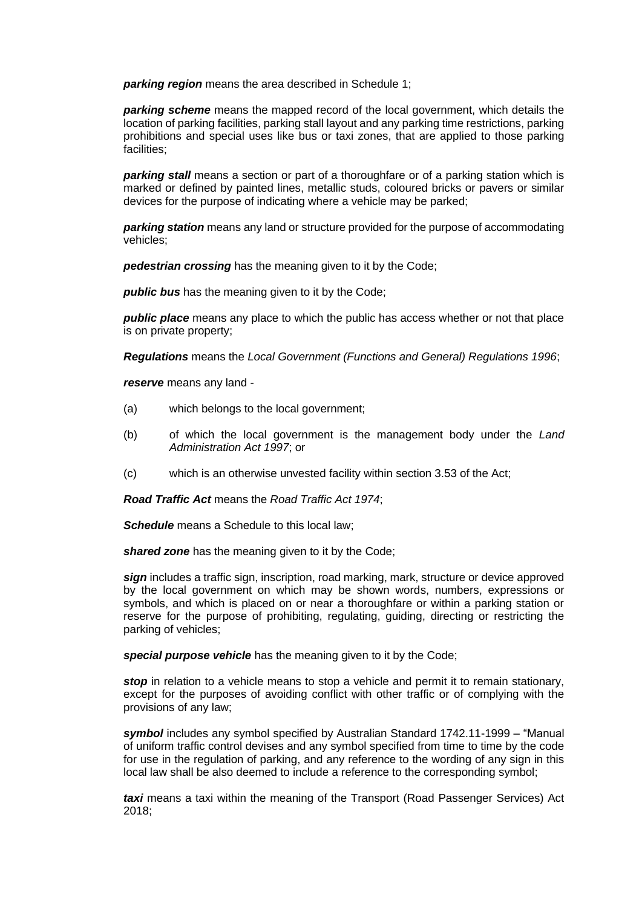***parking region*** means the area described in Schedule 1;

***parking scheme*** means the mapped record of the local government, which details the location of parking facilities, parking stall layout and any parking time restrictions, parking prohibitions and special uses like bus or taxi zones, that are applied to those parking facilities;

***parking stall*** means a section or part of a thoroughfare or of a parking station which is marked or defined by painted lines, metallic studs, coloured bricks or pavers or similar devices for the purpose of indicating where a vehicle may be parked;

***parking station*** means any land or structure provided for the purpose of accommodating vehicles;

***pedestrian crossing*** has the meaning given to it by the Code;

***public bus*** has the meaning given to it by the Code;

***public place*** means any place to which the public has access whether or not that place is on private property;

***Regulations*** means the *Local Government (Functions and General) Regulations 1996*;

***reserve*** means any land -

(a) which belongs to the local government;

(b) of which the local government is the management body under the *Land Administration Act 1997*; or

(c) which is an otherwise unvested facility within section 3.53 of the Act;

***Road Traffic Act*** means the *Road Traffic Act 1974*;

***Schedule*** means a Schedule to this local law;

***shared zone*** has the meaning given to it by the Code;

***sign*** includes a traffic sign, inscription, road marking, mark, structure or device approved by the local government on which may be shown words, numbers, expressions or symbols, and which is placed on or near a thoroughfare or within a parking station or reserve for the purpose of prohibiting, regulating, guiding, directing or restricting the parking of vehicles;

***special purpose vehicle*** has the meaning given to it by the Code;

***stop*** in relation to a vehicle means to stop a vehicle and permit it to remain stationary, except for the purposes of avoiding conflict with other traffic or of complying with the provisions of any law;

***symbol*** includes any symbol specified by Australian Standard 1742.11-1999 – "Manual of uniform traffic control devises and any symbol specified from time to time by the code for use in the regulation of parking, and any reference to the wording of any sign in this local law shall be also deemed to include a reference to the corresponding symbol;

***taxi*** means a taxi within the meaning of the Transport (Road Passenger Services) Act 2018;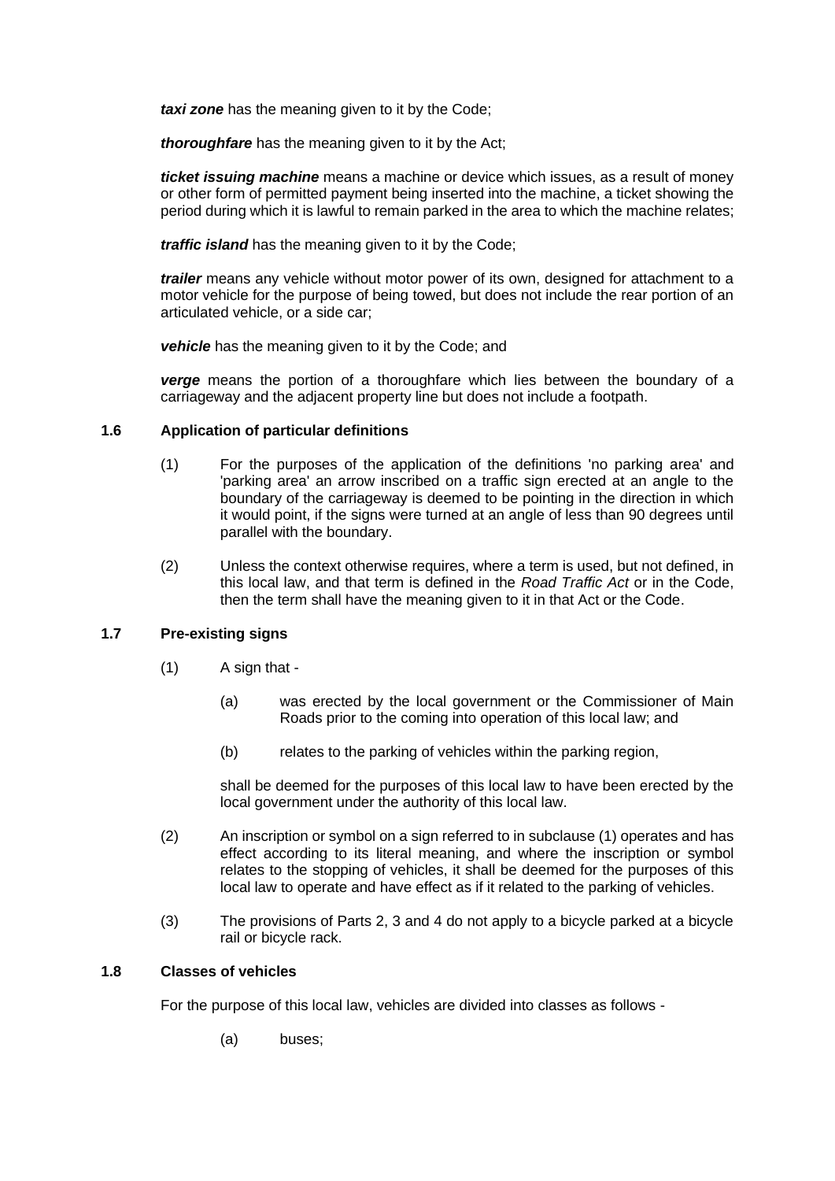***taxi zone*** has the meaning given to it by the Code;

***thoroughfare*** has the meaning given to it by the Act;

***ticket issuing machine*** means a machine or device which issues, as a result of money or other form of permitted payment being inserted into the machine, a ticket showing the period during which it is lawful to remain parked in the area to which the machine relates;

***traffic island*** has the meaning given to it by the Code;

***trailer*** means any vehicle without motor power of its own, designed for attachment to a motor vehicle for the purpose of being towed, but does not include the rear portion of an articulated vehicle, or a side car;

***vehicle*** has the meaning given to it by the Code; and

***verge*** means the portion of a thoroughfare which lies between the boundary of a carriageway and the adjacent property line but does not include a footpath.

### 1.6 Application of particular definitions

(1) For the purposes of the application of the definitions 'no parking area' and 'parking area' an arrow inscribed on a traffic sign erected at an angle to the boundary of the carriageway is deemed to be pointing in the direction in which it would point, if the signs were turned at an angle of less than 90 degrees until parallel with the boundary.

(2) Unless the context otherwise requires, where a term is used, but not defined, in this local law, and that term is defined in the *Road Traffic Act* or in the Code, then the term shall have the meaning given to it in that Act or the Code.

### 1.7 Pre-existing signs

(1) A sign that -

(a) was erected by the local government or the Commissioner of Main Roads prior to the coming into operation of this local law; and

(b) relates to the parking of vehicles within the parking region,

shall be deemed for the purposes of this local law to have been erected by the local government under the authority of this local law.

(2) An inscription or symbol on a sign referred to in subclause (1) operates and has effect according to its literal meaning, and where the inscription or symbol relates to the stopping of vehicles, it shall be deemed for the purposes of this local law to operate and have effect as if it related to the parking of vehicles.

(3) The provisions of Parts 2, 3 and 4 do not apply to a bicycle parked at a bicycle rail or bicycle rack.

### 1.8 Classes of vehicles

For the purpose of this local law, vehicles are divided into classes as follows -

(a) buses;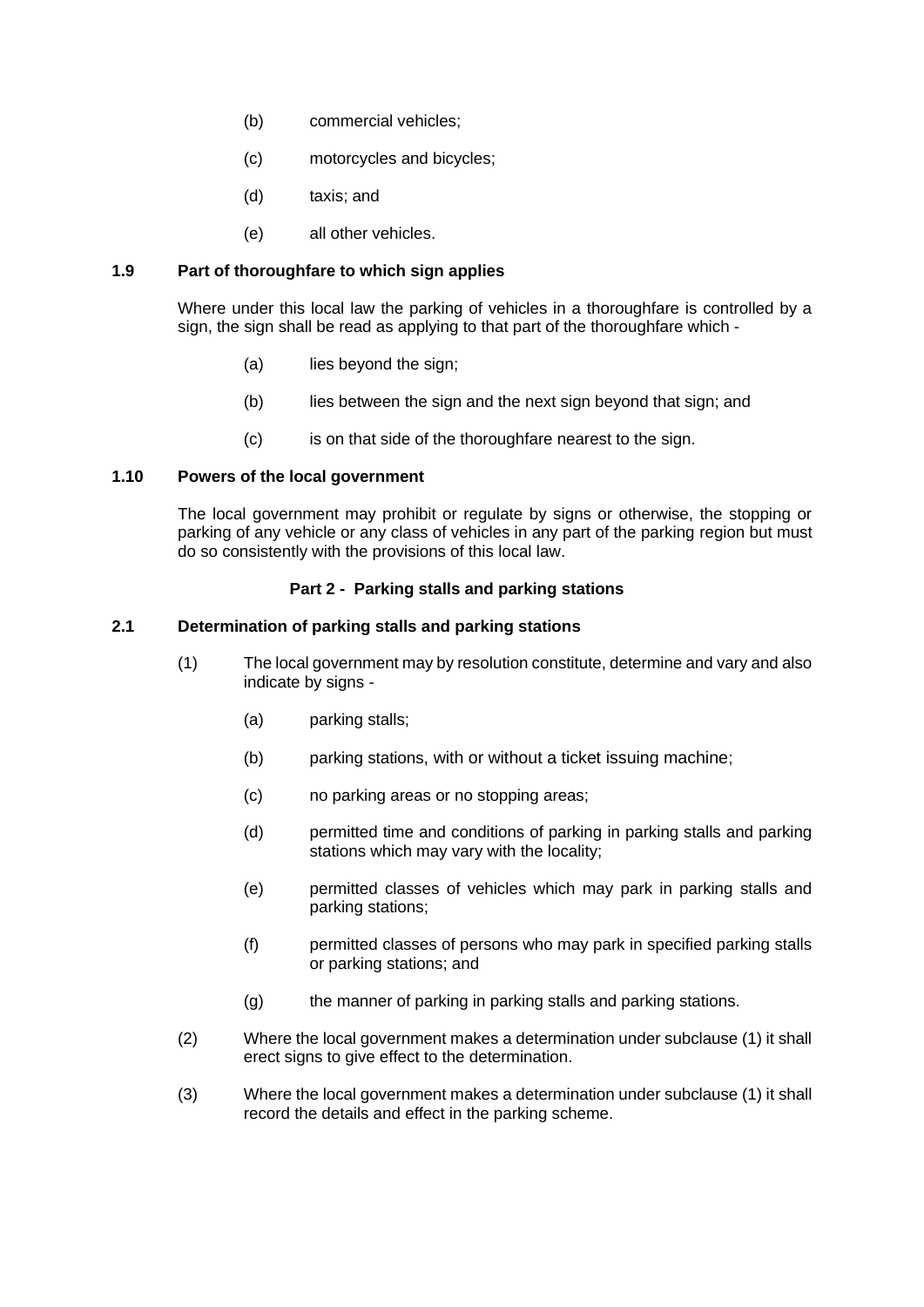(b) commercial vehicles;

(c) motorcycles and bicycles;

(d) taxis; and

(e) all other vehicles.

**1.9 Part of thoroughfare to which sign applies**

Where under this local law the parking of vehicles in a thoroughfare is controlled by a sign, the sign shall be read as applying to that part of the thoroughfare which -

(a) lies beyond the sign;

(b) lies between the sign and the next sign beyond that sign; and

(c) is on that side of the thoroughfare nearest to the sign.

**1.10 Powers of the local government**

The local government may prohibit or regulate by signs or otherwise, the stopping or parking of any vehicle or any class of vehicles in any part of the parking region but must do so consistently with the provisions of this local law.

## Part 2 - Parking stalls and parking stations

**2.1 Determination of parking stalls and parking stations**

(1) The local government may by resolution constitute, determine and vary and also indicate by signs -

(a) parking stalls;

(b) parking stations, with or without a ticket issuing machine;

(c) no parking areas or no stopping areas;

(d) permitted time and conditions of parking in parking stalls and parking stations which may vary with the locality;

(e) permitted classes of vehicles which may park in parking stalls and parking stations;

(f) permitted classes of persons who may park in specified parking stalls or parking stations; and

(g) the manner of parking in parking stalls and parking stations.

(2) Where the local government makes a determination under subclause (1) it shall erect signs to give effect to the determination.

(3) Where the local government makes a determination under subclause (1) it shall record the details and effect in the parking scheme.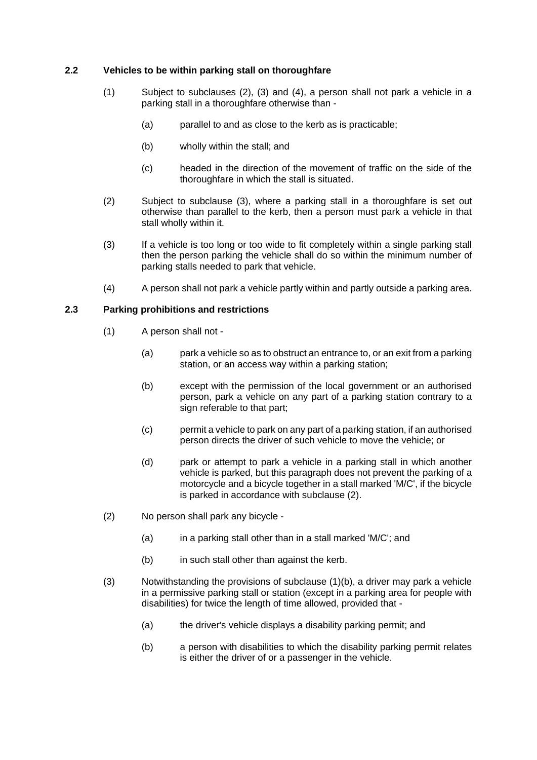### 2.2 Vehicles to be within parking stall on thoroughfare

(1) Subject to subclauses (2), (3) and (4), a person shall not park a vehicle in a parking stall in a thoroughfare otherwise than -

- (a) parallel to and as close to the kerb as is practicable;
- (b) wholly within the stall; and
- (c) headed in the direction of the movement of traffic on the side of the thoroughfare in which the stall is situated.

(2) Subject to subclause (3), where a parking stall in a thoroughfare is set out otherwise than parallel to the kerb, then a person must park a vehicle in that stall wholly within it.

(3) If a vehicle is too long or too wide to fit completely within a single parking stall then the person parking the vehicle shall do so within the minimum number of parking stalls needed to park that vehicle.

(4) A person shall not park a vehicle partly within and partly outside a parking area.

### 2.3 Parking prohibitions and restrictions

(1) A person shall not -

- (a) park a vehicle so as to obstruct an entrance to, or an exit from a parking station, or an access way within a parking station;
- (b) except with the permission of the local government or an authorised person, park a vehicle on any part of a parking station contrary to a sign referable to that part;
- (c) permit a vehicle to park on any part of a parking station, if an authorised person directs the driver of such vehicle to move the vehicle; or
- (d) park or attempt to park a vehicle in a parking stall in which another vehicle is parked, but this paragraph does not prevent the parking of a motorcycle and a bicycle together in a stall marked 'M/C', if the bicycle is parked in accordance with subclause (2).

(2) No person shall park any bicycle -

- (a) in a parking stall other than in a stall marked 'M/C'; and
- (b) in such stall other than against the kerb.

(3) Notwithstanding the provisions of subclause (1)(b), a driver may park a vehicle in a permissive parking stall or station (except in a parking area for people with disabilities) for twice the length of time allowed, provided that -

- (a) the driver's vehicle displays a disability parking permit; and
- (b) a person with disabilities to which the disability parking permit relates is either the driver of or a passenger in the vehicle.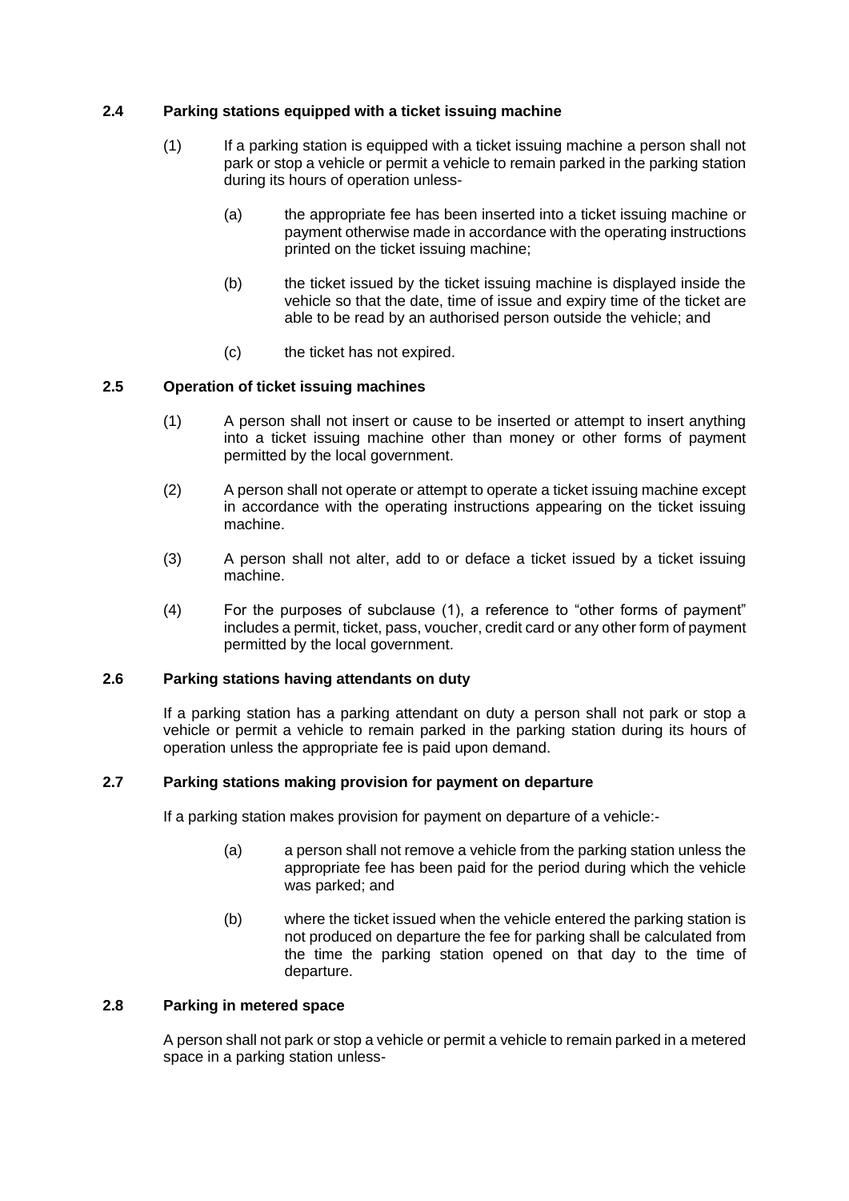### 2.4 Parking stations equipped with a ticket issuing machine

(1) If a parking station is equipped with a ticket issuing machine a person shall not park or stop a vehicle or permit a vehicle to remain parked in the parking station during its hours of operation unless-

(a) the appropriate fee has been inserted into a ticket issuing machine or payment otherwise made in accordance with the operating instructions printed on the ticket issuing machine;

(b) the ticket issued by the ticket issuing machine is displayed inside the vehicle so that the date, time of issue and expiry time of the ticket are able to be read by an authorised person outside the vehicle; and

(c) the ticket has not expired.

### 2.5 Operation of ticket issuing machines

(1) A person shall not insert or cause to be inserted or attempt to insert anything into a ticket issuing machine other than money or other forms of payment permitted by the local government.

(2) A person shall not operate or attempt to operate a ticket issuing machine except in accordance with the operating instructions appearing on the ticket issuing machine.

(3) A person shall not alter, add to or deface a ticket issued by a ticket issuing machine.

(4) For the purposes of subclause (1), a reference to "other forms of payment" includes a permit, ticket, pass, voucher, credit card or any other form of payment permitted by the local government.

### 2.6 Parking stations having attendants on duty

If a parking station has a parking attendant on duty a person shall not park or stop a vehicle or permit a vehicle to remain parked in the parking station during its hours of operation unless the appropriate fee is paid upon demand.

### 2.7 Parking stations making provision for payment on departure

If a parking station makes provision for payment on departure of a vehicle:-

(a) a person shall not remove a vehicle from the parking station unless the appropriate fee has been paid for the period during which the vehicle was parked; and

(b) where the ticket issued when the vehicle entered the parking station is not produced on departure the fee for parking shall be calculated from the time the parking station opened on that day to the time of departure.

### 2.8 Parking in metered space

A person shall not park or stop a vehicle or permit a vehicle to remain parked in a metered space in a parking station unless-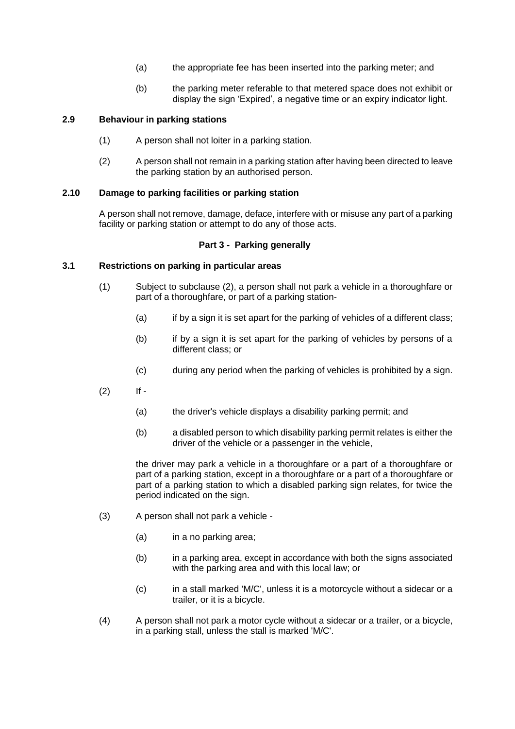(a) the appropriate fee has been inserted into the parking meter; and

(b) the parking meter referable to that metered space does not exhibit or display the sign 'Expired', a negative time or an expiry indicator light.

**2.9 Behaviour in parking stations**

(1) A person shall not loiter in a parking station.

(2) A person shall not remain in a parking station after having been directed to leave the parking station by an authorised person.

**2.10 Damage to parking facilities or parking station**

A person shall not remove, damage, deface, interfere with or misuse any part of a parking facility or parking station or attempt to do any of those acts.

## Part 3 - Parking generally

**3.1 Restrictions on parking in particular areas**

(1) Subject to subclause (2), a person shall not park a vehicle in a thoroughfare or part of a thoroughfare, or part of a parking station-

(a) if by a sign it is set apart for the parking of vehicles of a different class;

(b) if by a sign it is set apart for the parking of vehicles by persons of a different class; or

(c) during any period when the parking of vehicles is prohibited by a sign.

(2) If -

(a) the driver's vehicle displays a disability parking permit; and

(b) a disabled person to which disability parking permit relates is either the driver of the vehicle or a passenger in the vehicle,

the driver may park a vehicle in a thoroughfare or a part of a thoroughfare or part of a parking station, except in a thoroughfare or a part of a thoroughfare or part of a parking station to which a disabled parking sign relates, for twice the period indicated on the sign.

(3) A person shall not park a vehicle -

(a) in a no parking area;

(b) in a parking area, except in accordance with both the signs associated with the parking area and with this local law; or

(c) in a stall marked 'M/C', unless it is a motorcycle without a sidecar or a trailer, or it is a bicycle.

(4) A person shall not park a motor cycle without a sidecar or a trailer, or a bicycle, in a parking stall, unless the stall is marked 'M/C'.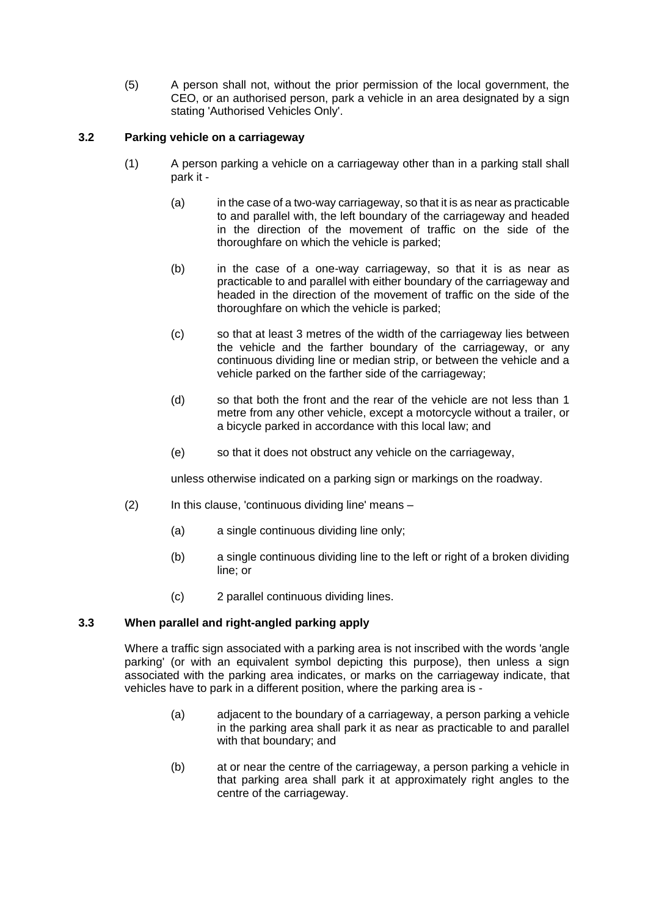(5) A person shall not, without the prior permission of the local government, the CEO, or an authorised person, park a vehicle in an area designated by a sign stating 'Authorised Vehicles Only'.

### 3.2 Parking vehicle on a carriageway

(1) A person parking a vehicle on a carriageway other than in a parking stall shall park it -

(a) in the case of a two-way carriageway, so that it is as near as practicable to and parallel with, the left boundary of the carriageway and headed in the direction of the movement of traffic on the side of the thoroughfare on which the vehicle is parked;

(b) in the case of a one-way carriageway, so that it is as near as practicable to and parallel with either boundary of the carriageway and headed in the direction of the movement of traffic on the side of the thoroughfare on which the vehicle is parked;

(c) so that at least 3 metres of the width of the carriageway lies between the vehicle and the farther boundary of the carriageway, or any continuous dividing line or median strip, or between the vehicle and a vehicle parked on the farther side of the carriageway;

(d) so that both the front and the rear of the vehicle are not less than 1 metre from any other vehicle, except a motorcycle without a trailer, or a bicycle parked in accordance with this local law; and

(e) so that it does not obstruct any vehicle on the carriageway,

unless otherwise indicated on a parking sign or markings on the roadway.

(2) In this clause, 'continuous dividing line' means –

(a) a single continuous dividing line only;

(b) a single continuous dividing line to the left or right of a broken dividing line; or

(c) 2 parallel continuous dividing lines.

### 3.3 When parallel and right-angled parking apply

Where a traffic sign associated with a parking area is not inscribed with the words 'angle parking' (or with an equivalent symbol depicting this purpose), then unless a sign associated with the parking area indicates, or marks on the carriageway indicate, that vehicles have to park in a different position, where the parking area is -

(a) adjacent to the boundary of a carriageway, a person parking a vehicle in the parking area shall park it as near as practicable to and parallel with that boundary; and

(b) at or near the centre of the carriageway, a person parking a vehicle in that parking area shall park it at approximately right angles to the centre of the carriageway.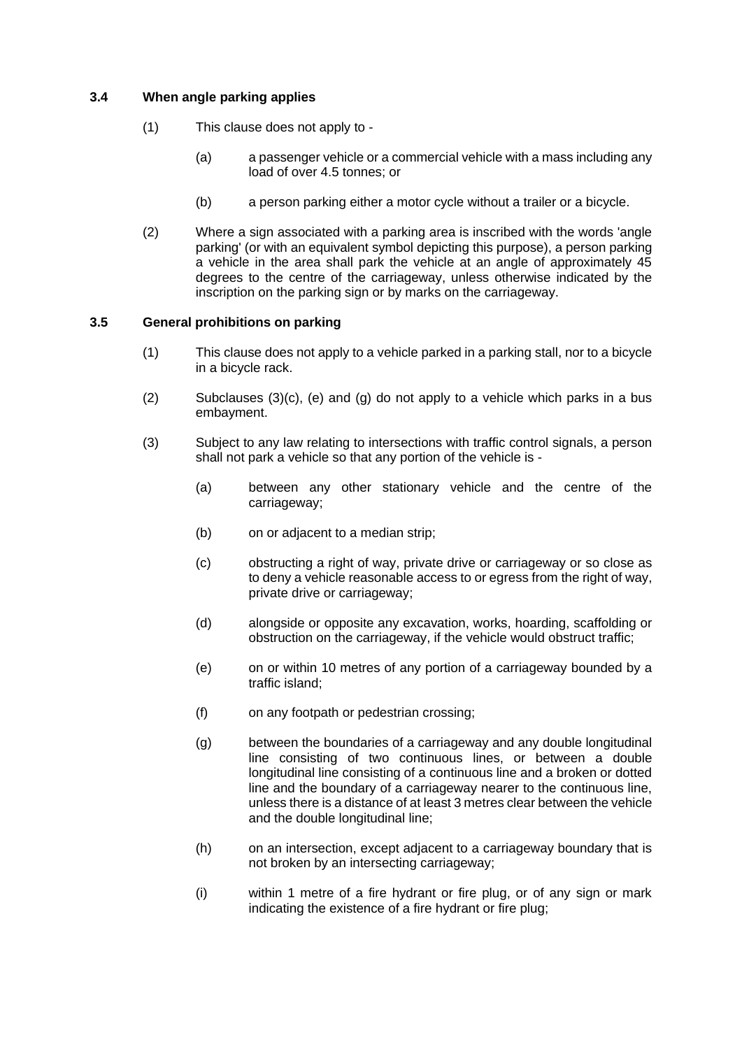### 3.4 When angle parking applies

(1) This clause does not apply to -

(a) a passenger vehicle or a commercial vehicle with a mass including any load of over 4.5 tonnes; or

(b) a person parking either a motor cycle without a trailer or a bicycle.

(2) Where a sign associated with a parking area is inscribed with the words 'angle parking' (or with an equivalent symbol depicting this purpose), a person parking a vehicle in the area shall park the vehicle at an angle of approximately 45 degrees to the centre of the carriageway, unless otherwise indicated by the inscription on the parking sign or by marks on the carriageway.

### 3.5 General prohibitions on parking

(1) This clause does not apply to a vehicle parked in a parking stall, nor to a bicycle in a bicycle rack.

(2) Subclauses (3)(c), (e) and (g) do not apply to a vehicle which parks in a bus embayment.

(3) Subject to any law relating to intersections with traffic control signals, a person shall not park a vehicle so that any portion of the vehicle is -

(a) between any other stationary vehicle and the centre of the carriageway;

(b) on or adjacent to a median strip;

(c) obstructing a right of way, private drive or carriageway or so close as to deny a vehicle reasonable access to or egress from the right of way, private drive or carriageway;

(d) alongside or opposite any excavation, works, hoarding, scaffolding or obstruction on the carriageway, if the vehicle would obstruct traffic;

(e) on or within 10 metres of any portion of a carriageway bounded by a traffic island;

(f) on any footpath or pedestrian crossing;

(g) between the boundaries of a carriageway and any double longitudinal line consisting of two continuous lines, or between a double longitudinal line consisting of a continuous line and a broken or dotted line and the boundary of a carriageway nearer to the continuous line, unless there is a distance of at least 3 metres clear between the vehicle and the double longitudinal line;

(h) on an intersection, except adjacent to a carriageway boundary that is not broken by an intersecting carriageway;

(i) within 1 metre of a fire hydrant or fire plug, or of any sign or mark indicating the existence of a fire hydrant or fire plug;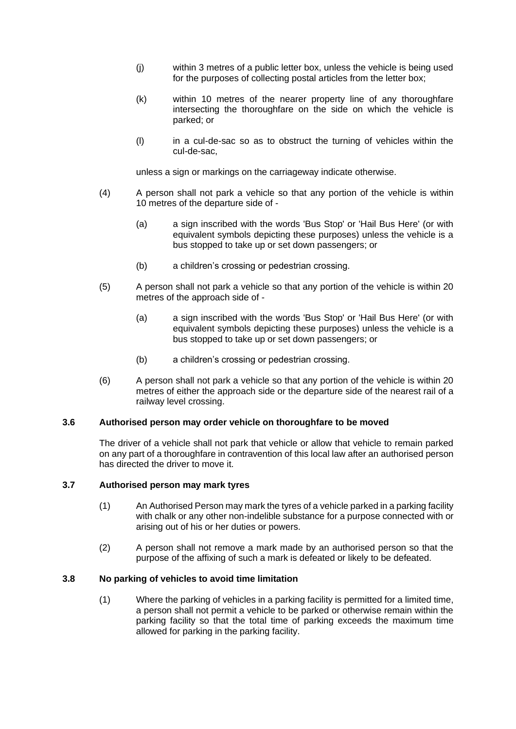(j) within 3 metres of a public letter box, unless the vehicle is being used for the purposes of collecting postal articles from the letter box;

(k) within 10 metres of the nearer property line of any thoroughfare intersecting the thoroughfare on the side on which the vehicle is parked; or

(l) in a cul-de-sac so as to obstruct the turning of vehicles within the cul-de-sac,

unless a sign or markings on the carriageway indicate otherwise.

(4) A person shall not park a vehicle so that any portion of the vehicle is within 10 metres of the departure side of -

(a) a sign inscribed with the words 'Bus Stop' or 'Hail Bus Here' (or with equivalent symbols depicting these purposes) unless the vehicle is a bus stopped to take up or set down passengers; or

(b) a children's crossing or pedestrian crossing.

(5) A person shall not park a vehicle so that any portion of the vehicle is within 20 metres of the approach side of -

(a) a sign inscribed with the words 'Bus Stop' or 'Hail Bus Here' (or with equivalent symbols depicting these purposes) unless the vehicle is a bus stopped to take up or set down passengers; or

(b) a children's crossing or pedestrian crossing.

(6) A person shall not park a vehicle so that any portion of the vehicle is within 20 metres of either the approach side or the departure side of the nearest rail of a railway level crossing.

**3.6 Authorised person may order vehicle on thoroughfare to be moved**

The driver of a vehicle shall not park that vehicle or allow that vehicle to remain parked on any part of a thoroughfare in contravention of this local law after an authorised person has directed the driver to move it.

**3.7 Authorised person may mark tyres**

(1) An Authorised Person may mark the tyres of a vehicle parked in a parking facility with chalk or any other non-indelible substance for a purpose connected with or arising out of his or her duties or powers.

(2) A person shall not remove a mark made by an authorised person so that the purpose of the affixing of such a mark is defeated or likely to be defeated.

**3.8 No parking of vehicles to avoid time limitation**

(1) Where the parking of vehicles in a parking facility is permitted for a limited time, a person shall not permit a vehicle to be parked or otherwise remain within the parking facility so that the total time of parking exceeds the maximum time allowed for parking in the parking facility.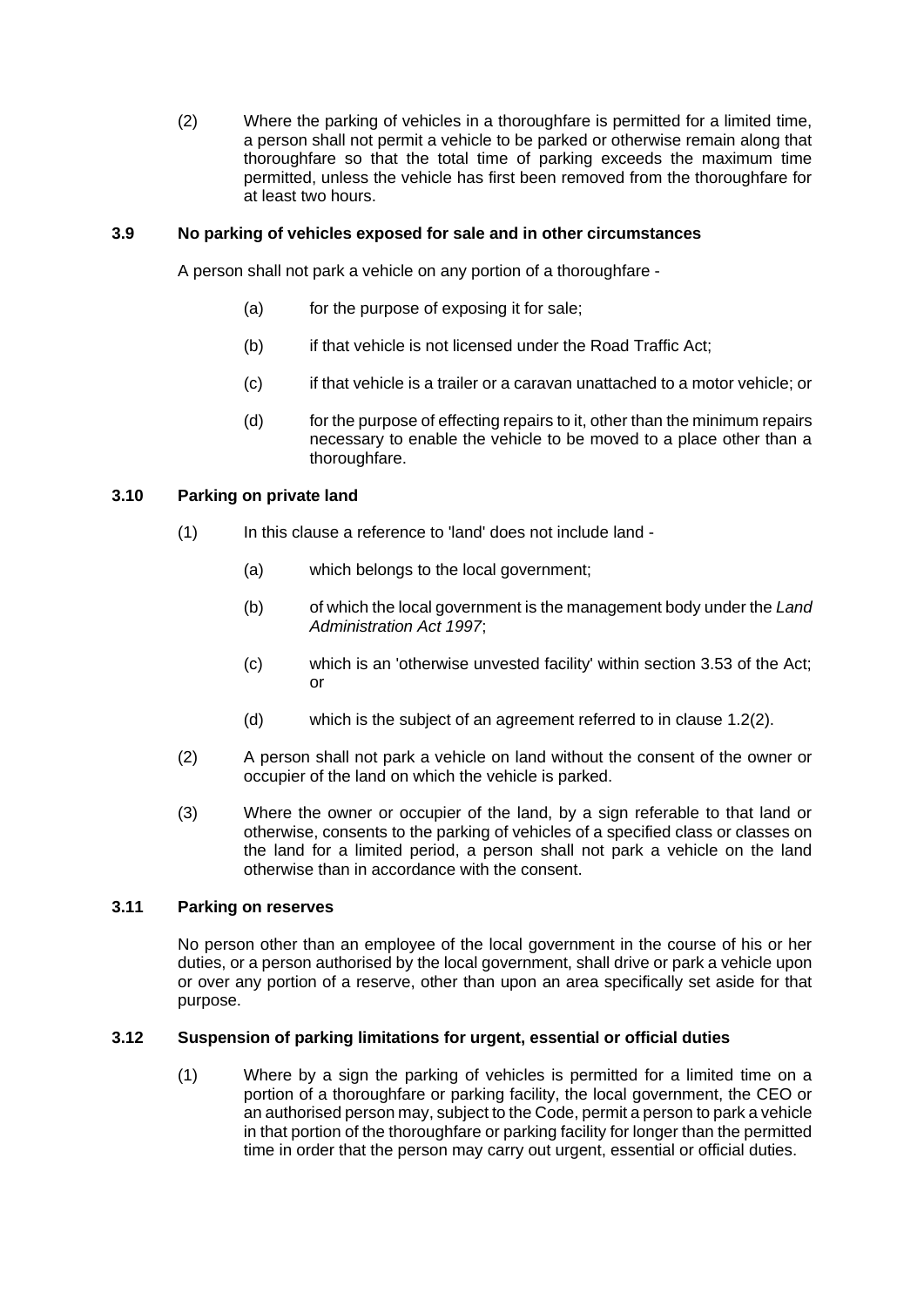(2) Where the parking of vehicles in a thoroughfare is permitted for a limited time, a person shall not permit a vehicle to be parked or otherwise remain along that thoroughfare so that the total time of parking exceeds the maximum time permitted, unless the vehicle has first been removed from the thoroughfare for at least two hours.

### 3.9 No parking of vehicles exposed for sale and in other circumstances

A person shall not park a vehicle on any portion of a thoroughfare -

(a) for the purpose of exposing it for sale;

(b) if that vehicle is not licensed under the Road Traffic Act;

(c) if that vehicle is a trailer or a caravan unattached to a motor vehicle; or

(d) for the purpose of effecting repairs to it, other than the minimum repairs necessary to enable the vehicle to be moved to a place other than a thoroughfare.

### 3.10 Parking on private land

(1) In this clause a reference to 'land' does not include land -

(a) which belongs to the local government;

(b) of which the local government is the management body under the *Land Administration Act 1997*;

(c) which is an 'otherwise unvested facility' within section 3.53 of the Act; or

(d) which is the subject of an agreement referred to in clause 1.2(2).

(2) A person shall not park a vehicle on land without the consent of the owner or occupier of the land on which the vehicle is parked.

(3) Where the owner or occupier of the land, by a sign referable to that land or otherwise, consents to the parking of vehicles of a specified class or classes on the land for a limited period, a person shall not park a vehicle on the land otherwise than in accordance with the consent.

### 3.11 Parking on reserves

No person other than an employee of the local government in the course of his or her duties, or a person authorised by the local government, shall drive or park a vehicle upon or over any portion of a reserve, other than upon an area specifically set aside for that purpose.

### 3.12 Suspension of parking limitations for urgent, essential or official duties

(1) Where by a sign the parking of vehicles is permitted for a limited time on a portion of a thoroughfare or parking facility, the local government, the CEO or an authorised person may, subject to the Code, permit a person to park a vehicle in that portion of the thoroughfare or parking facility for longer than the permitted time in order that the person may carry out urgent, essential or official duties.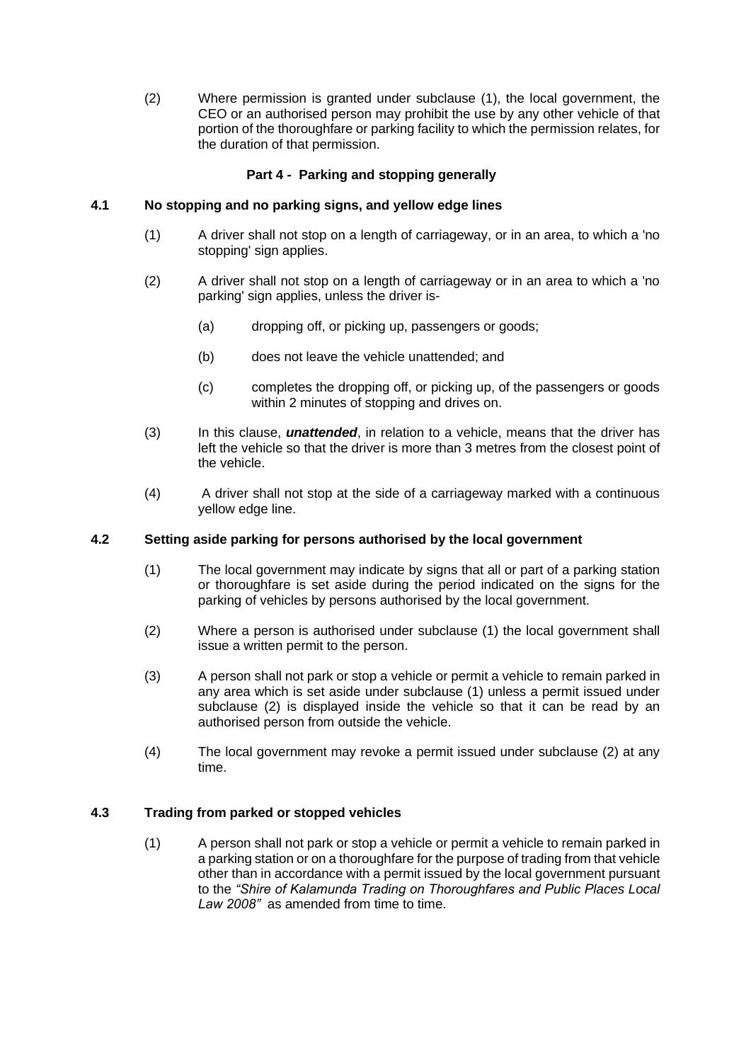(2) Where permission is granted under subclause (1), the local government, the CEO or an authorised person may prohibit the use by any other vehicle of that portion of the thoroughfare or parking facility to which the permission relates, for the duration of that permission.

## Part 4 - Parking and stopping generally

### 4.1 No stopping and no parking signs, and yellow edge lines

(1) A driver shall not stop on a length of carriageway, or in an area, to which a 'no stopping' sign applies.

(2) A driver shall not stop on a length of carriageway or in an area to which a 'no parking' sign applies, unless the driver is-

(a) dropping off, or picking up, passengers or goods;

(b) does not leave the vehicle unattended; and

(c) completes the dropping off, or picking up, of the passengers or goods within 2 minutes of stopping and drives on.

(3) In this clause, ***unattended***, in relation to a vehicle, means that the driver has left the vehicle so that the driver is more than 3 metres from the closest point of the vehicle.

(4) A driver shall not stop at the side of a carriageway marked with a continuous yellow edge line.

### 4.2 Setting aside parking for persons authorised by the local government

(1) The local government may indicate by signs that all or part of a parking station or thoroughfare is set aside during the period indicated on the signs for the parking of vehicles by persons authorised by the local government.

(2) Where a person is authorised under subclause (1) the local government shall issue a written permit to the person.

(3) A person shall not park or stop a vehicle or permit a vehicle to remain parked in any area which is set aside under subclause (1) unless a permit issued under subclause (2) is displayed inside the vehicle so that it can be read by an authorised person from outside the vehicle.

(4) The local government may revoke a permit issued under subclause (2) at any time.

### 4.3 Trading from parked or stopped vehicles

(1) A person shall not park or stop a vehicle or permit a vehicle to remain parked in a parking station or on a thoroughfare for the purpose of trading from that vehicle other than in accordance with a permit issued by the local government pursuant to the *"Shire of Kalamunda Trading on Thoroughfares and Public Places Local Law 2008"* as amended from time to time.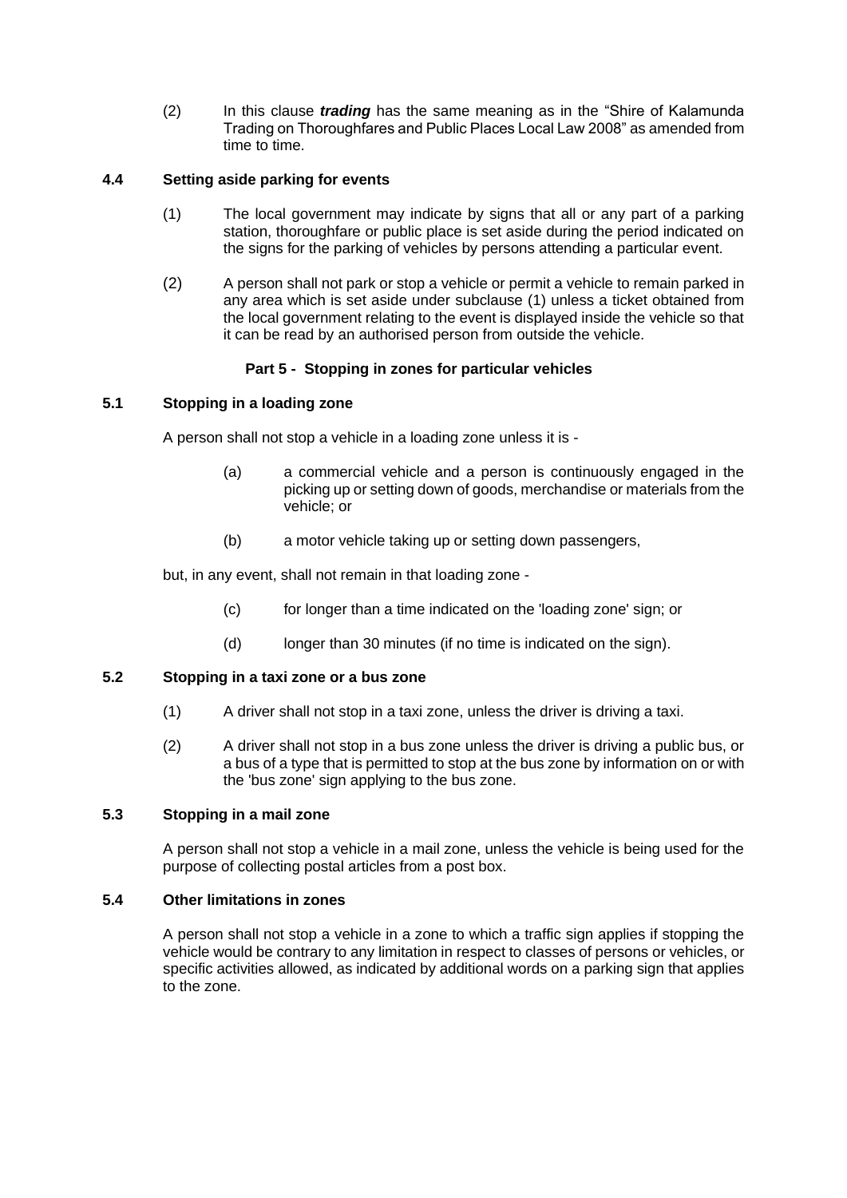(2) In this clause ***trading*** has the same meaning as in the "Shire of Kalamunda Trading on Thoroughfares and Public Places Local Law 2008" as amended from time to time.

**4.4 Setting aside parking for events**

(1) The local government may indicate by signs that all or any part of a parking station, thoroughfare or public place is set aside during the period indicated on the signs for the parking of vehicles by persons attending a particular event.

(2) A person shall not park or stop a vehicle or permit a vehicle to remain parked in any area which is set aside under subclause (1) unless a ticket obtained from the local government relating to the event is displayed inside the vehicle so that it can be read by an authorised person from outside the vehicle.

## Part 5 - Stopping in zones for particular vehicles

**5.1 Stopping in a loading zone**

A person shall not stop a vehicle in a loading zone unless it is -

(a) a commercial vehicle and a person is continuously engaged in the picking up or setting down of goods, merchandise or materials from the vehicle; or

(b) a motor vehicle taking up or setting down passengers,

but, in any event, shall not remain in that loading zone -

(c) for longer than a time indicated on the 'loading zone' sign; or

(d) longer than 30 minutes (if no time is indicated on the sign).

**5.2 Stopping in a taxi zone or a bus zone**

(1) A driver shall not stop in a taxi zone, unless the driver is driving a taxi.

(2) A driver shall not stop in a bus zone unless the driver is driving a public bus, or a bus of a type that is permitted to stop at the bus zone by information on or with the 'bus zone' sign applying to the bus zone.

**5.3 Stopping in a mail zone**

A person shall not stop a vehicle in a mail zone, unless the vehicle is being used for the purpose of collecting postal articles from a post box.

**5.4 Other limitations in zones**

A person shall not stop a vehicle in a zone to which a traffic sign applies if stopping the vehicle would be contrary to any limitation in respect to classes of persons or vehicles, or specific activities allowed, as indicated by additional words on a parking sign that applies to the zone.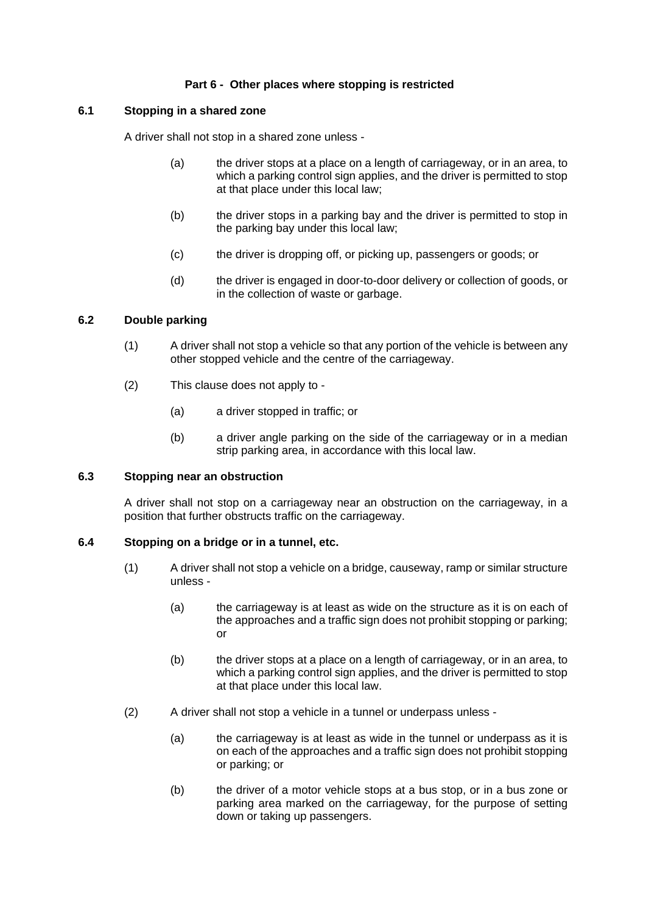## Part 6 - Other places where stopping is restricted

### 6.1 Stopping in a shared zone

A driver shall not stop in a shared zone unless -

(a) the driver stops at a place on a length of carriageway, or in an area, to which a parking control sign applies, and the driver is permitted to stop at that place under this local law;

(b) the driver stops in a parking bay and the driver is permitted to stop in the parking bay under this local law;

(c) the driver is dropping off, or picking up, passengers or goods; or

(d) the driver is engaged in door-to-door delivery or collection of goods, or in the collection of waste or garbage.

### 6.2 Double parking

(1) A driver shall not stop a vehicle so that any portion of the vehicle is between any other stopped vehicle and the centre of the carriageway.

(2) This clause does not apply to -

(a) a driver stopped in traffic; or

(b) a driver angle parking on the side of the carriageway or in a median strip parking area, in accordance with this local law.

### 6.3 Stopping near an obstruction

A driver shall not stop on a carriageway near an obstruction on the carriageway, in a position that further obstructs traffic on the carriageway.

### 6.4 Stopping on a bridge or in a tunnel, etc.

(1) A driver shall not stop a vehicle on a bridge, causeway, ramp or similar structure unless -

(a) the carriageway is at least as wide on the structure as it is on each of the approaches and a traffic sign does not prohibit stopping or parking; or

(b) the driver stops at a place on a length of carriageway, or in an area, to which a parking control sign applies, and the driver is permitted to stop at that place under this local law.

(2) A driver shall not stop a vehicle in a tunnel or underpass unless -

(a) the carriageway is at least as wide in the tunnel or underpass as it is on each of the approaches and a traffic sign does not prohibit stopping or parking; or

(b) the driver of a motor vehicle stops at a bus stop, or in a bus zone or parking area marked on the carriageway, for the purpose of setting down or taking up passengers.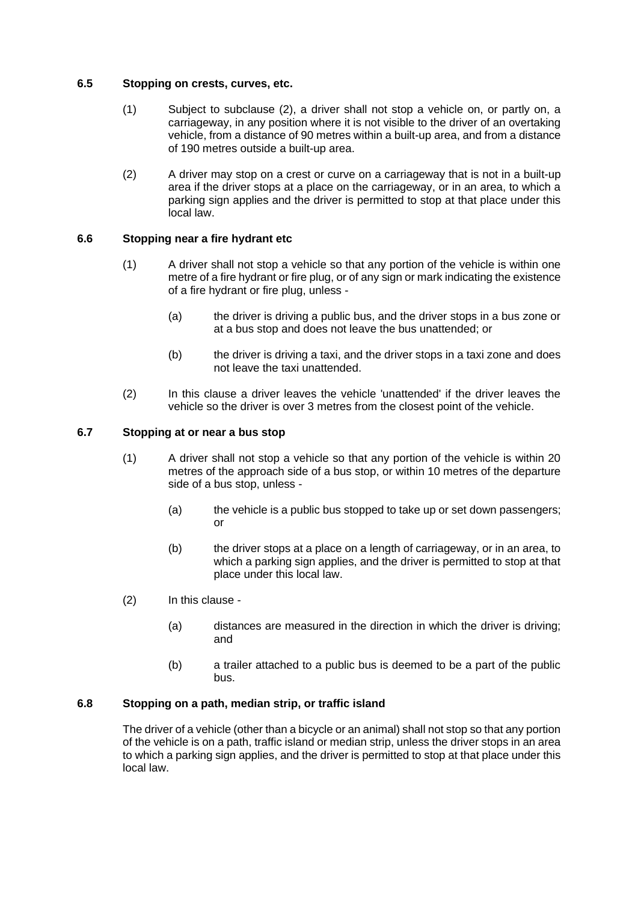### 6.5 Stopping on crests, curves, etc.

(1) Subject to subclause (2), a driver shall not stop a vehicle on, or partly on, a carriageway, in any position where it is not visible to the driver of an overtaking vehicle, from a distance of 90 metres within a built-up area, and from a distance of 190 metres outside a built-up area.

(2) A driver may stop on a crest or curve on a carriageway that is not in a built-up area if the driver stops at a place on the carriageway, or in an area, to which a parking sign applies and the driver is permitted to stop at that place under this local law.

### 6.6 Stopping near a fire hydrant etc

(1) A driver shall not stop a vehicle so that any portion of the vehicle is within one metre of a fire hydrant or fire plug, or of any sign or mark indicating the existence of a fire hydrant or fire plug, unless -

(a) the driver is driving a public bus, and the driver stops in a bus zone or at a bus stop and does not leave the bus unattended; or

(b) the driver is driving a taxi, and the driver stops in a taxi zone and does not leave the taxi unattended.

(2) In this clause a driver leaves the vehicle 'unattended' if the driver leaves the vehicle so the driver is over 3 metres from the closest point of the vehicle.

### 6.7 Stopping at or near a bus stop

(1) A driver shall not stop a vehicle so that any portion of the vehicle is within 20 metres of the approach side of a bus stop, or within 10 metres of the departure side of a bus stop, unless -

(a) the vehicle is a public bus stopped to take up or set down passengers; or

(b) the driver stops at a place on a length of carriageway, or in an area, to which a parking sign applies, and the driver is permitted to stop at that place under this local law.

(2) In this clause -

(a) distances are measured in the direction in which the driver is driving; and

(b) a trailer attached to a public bus is deemed to be a part of the public bus.

### 6.8 Stopping on a path, median strip, or traffic island

The driver of a vehicle (other than a bicycle or an animal) shall not stop so that any portion of the vehicle is on a path, traffic island or median strip, unless the driver stops in an area to which a parking sign applies, and the driver is permitted to stop at that place under this local law.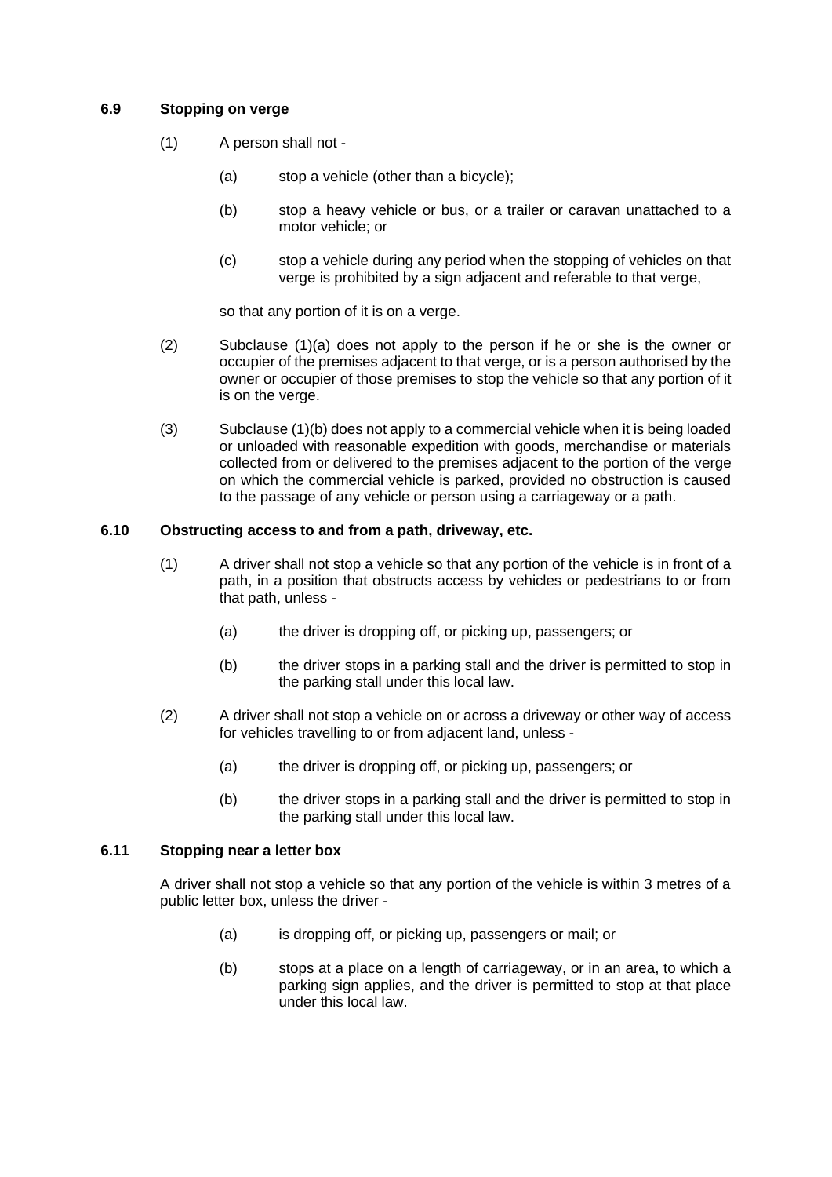### 6.9 Stopping on verge

(1) A person shall not -

(a) stop a vehicle (other than a bicycle);

(b) stop a heavy vehicle or bus, or a trailer or caravan unattached to a motor vehicle; or

(c) stop a vehicle during any period when the stopping of vehicles on that verge is prohibited by a sign adjacent and referable to that verge,

so that any portion of it is on a verge.

(2) Subclause (1)(a) does not apply to the person if he or she is the owner or occupier of the premises adjacent to that verge, or is a person authorised by the owner or occupier of those premises to stop the vehicle so that any portion of it is on the verge.

(3) Subclause (1)(b) does not apply to a commercial vehicle when it is being loaded or unloaded with reasonable expedition with goods, merchandise or materials collected from or delivered to the premises adjacent to the portion of the verge on which the commercial vehicle is parked, provided no obstruction is caused to the passage of any vehicle or person using a carriageway or a path.

### 6.10 Obstructing access to and from a path, driveway, etc.

(1) A driver shall not stop a vehicle so that any portion of the vehicle is in front of a path, in a position that obstructs access by vehicles or pedestrians to or from that path, unless -

(a) the driver is dropping off, or picking up, passengers; or

(b) the driver stops in a parking stall and the driver is permitted to stop in the parking stall under this local law.

(2) A driver shall not stop a vehicle on or across a driveway or other way of access for vehicles travelling to or from adjacent land, unless -

(a) the driver is dropping off, or picking up, passengers; or

(b) the driver stops in a parking stall and the driver is permitted to stop in the parking stall under this local law.

### 6.11 Stopping near a letter box

A driver shall not stop a vehicle so that any portion of the vehicle is within 3 metres of a public letter box, unless the driver -

(a) is dropping off, or picking up, passengers or mail; or

(b) stops at a place on a length of carriageway, or in an area, to which a parking sign applies, and the driver is permitted to stop at that place under this local law.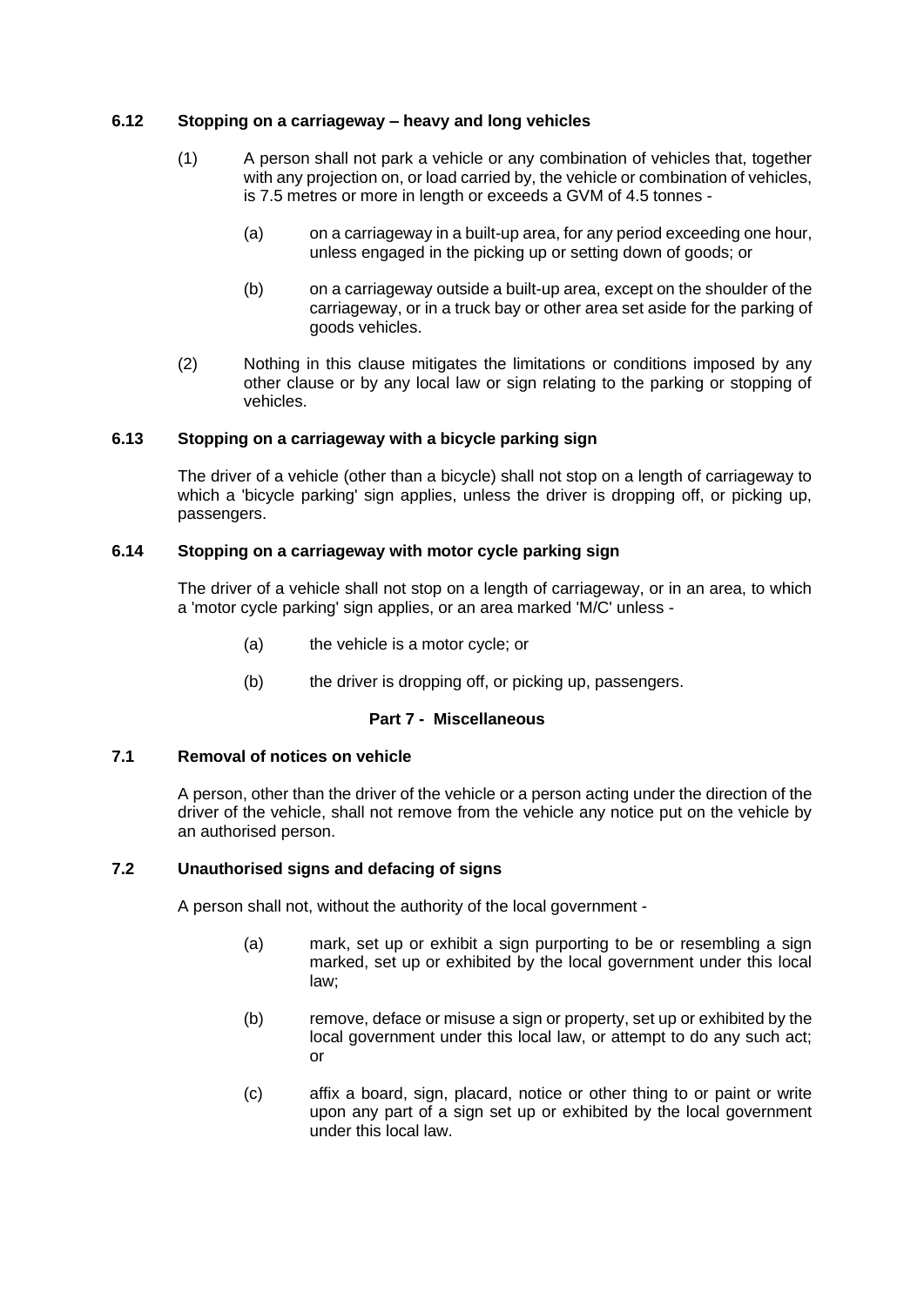### 6.12 Stopping on a carriageway – heavy and long vehicles

(1) A person shall not park a vehicle or any combination of vehicles that, together with any projection on, or load carried by, the vehicle or combination of vehicles, is 7.5 metres or more in length or exceeds a GVM of 4.5 tonnes -

(a) on a carriageway in a built-up area, for any period exceeding one hour, unless engaged in the picking up or setting down of goods; or

(b) on a carriageway outside a built-up area, except on the shoulder of the carriageway, or in a truck bay or other area set aside for the parking of goods vehicles.

(2) Nothing in this clause mitigates the limitations or conditions imposed by any other clause or by any local law or sign relating to the parking or stopping of vehicles.

### 6.13 Stopping on a carriageway with a bicycle parking sign

The driver of a vehicle (other than a bicycle) shall not stop on a length of carriageway to which a 'bicycle parking' sign applies, unless the driver is dropping off, or picking up, passengers.

### 6.14 Stopping on a carriageway with motor cycle parking sign

The driver of a vehicle shall not stop on a length of carriageway, or in an area, to which a 'motor cycle parking' sign applies, or an area marked 'M/C' unless -

(a) the vehicle is a motor cycle; or

(b) the driver is dropping off, or picking up, passengers.

## Part 7 - Miscellaneous

### 7.1 Removal of notices on vehicle

A person, other than the driver of the vehicle or a person acting under the direction of the driver of the vehicle, shall not remove from the vehicle any notice put on the vehicle by an authorised person.

### 7.2 Unauthorised signs and defacing of signs

A person shall not, without the authority of the local government -

(a) mark, set up or exhibit a sign purporting to be or resembling a sign marked, set up or exhibited by the local government under this local law;

(b) remove, deface or misuse a sign or property, set up or exhibited by the local government under this local law, or attempt to do any such act; or

(c) affix a board, sign, placard, notice or other thing to or paint or write upon any part of a sign set up or exhibited by the local government under this local law.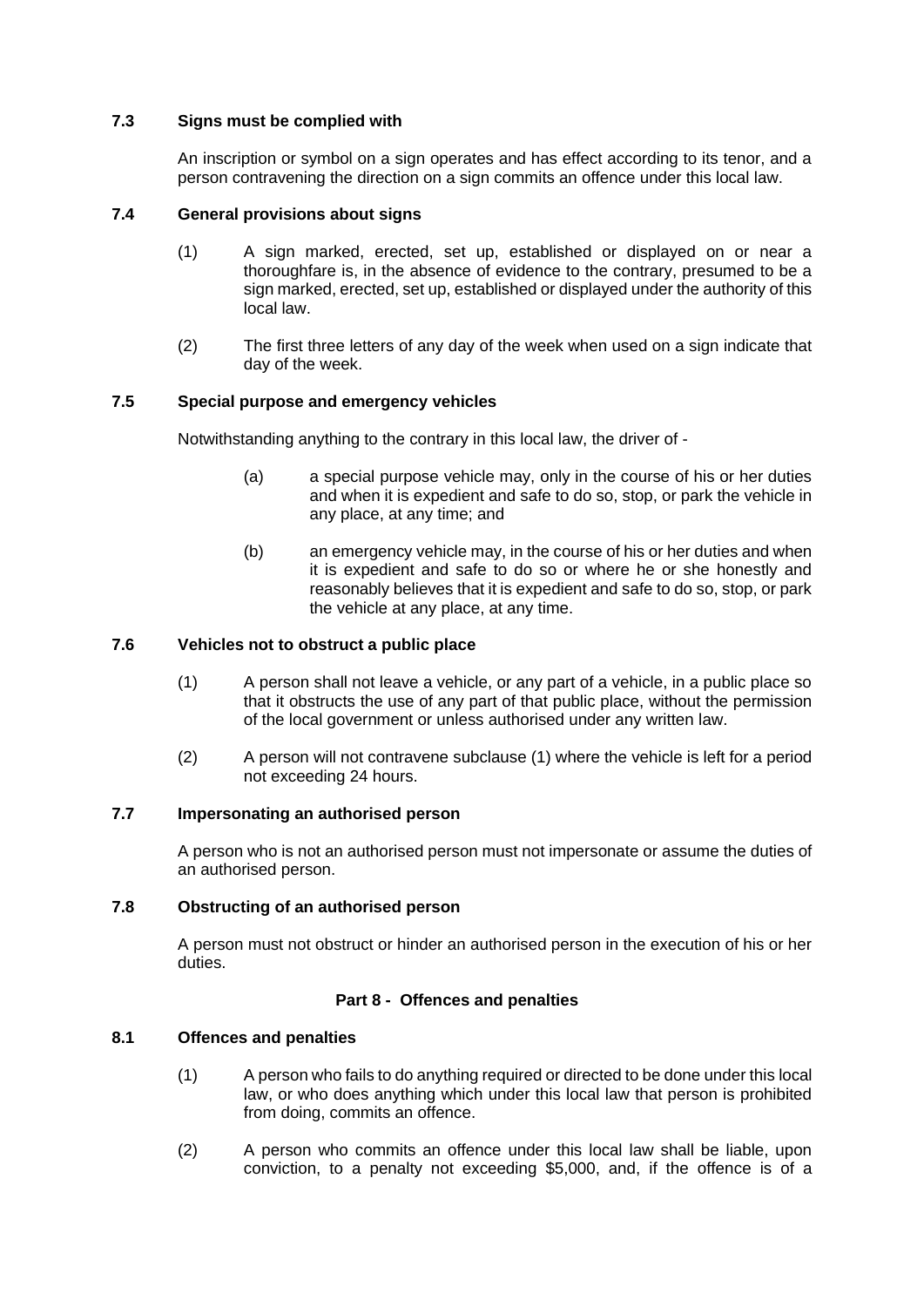### 7.3 Signs must be complied with

An inscription or symbol on a sign operates and has effect according to its tenor, and a person contravening the direction on a sign commits an offence under this local law.

### 7.4 General provisions about signs

(1) A sign marked, erected, set up, established or displayed on or near a thoroughfare is, in the absence of evidence to the contrary, presumed to be a sign marked, erected, set up, established or displayed under the authority of this local law.

(2) The first three letters of any day of the week when used on a sign indicate that day of the week.

### 7.5 Special purpose and emergency vehicles

Notwithstanding anything to the contrary in this local law, the driver of -

(a) a special purpose vehicle may, only in the course of his or her duties and when it is expedient and safe to do so, stop, or park the vehicle in any place, at any time; and

(b) an emergency vehicle may, in the course of his or her duties and when it is expedient and safe to do so or where he or she honestly and reasonably believes that it is expedient and safe to do so, stop, or park the vehicle at any place, at any time.

### 7.6 Vehicles not to obstruct a public place

(1) A person shall not leave a vehicle, or any part of a vehicle, in a public place so that it obstructs the use of any part of that public place, without the permission of the local government or unless authorised under any written law.

(2) A person will not contravene subclause (1) where the vehicle is left for a period not exceeding 24 hours.

### 7.7 Impersonating an authorised person

A person who is not an authorised person must not impersonate or assume the duties of an authorised person.

### 7.8 Obstructing of an authorised person

A person must not obstruct or hinder an authorised person in the execution of his or her duties.

## Part 8 - Offences and penalties

### 8.1 Offences and penalties

(1) A person who fails to do anything required or directed to be done under this local law, or who does anything which under this local law that person is prohibited from doing, commits an offence.

(2) A person who commits an offence under this local law shall be liable, upon conviction, to a penalty not exceeding $5,000, and, if the offence is of a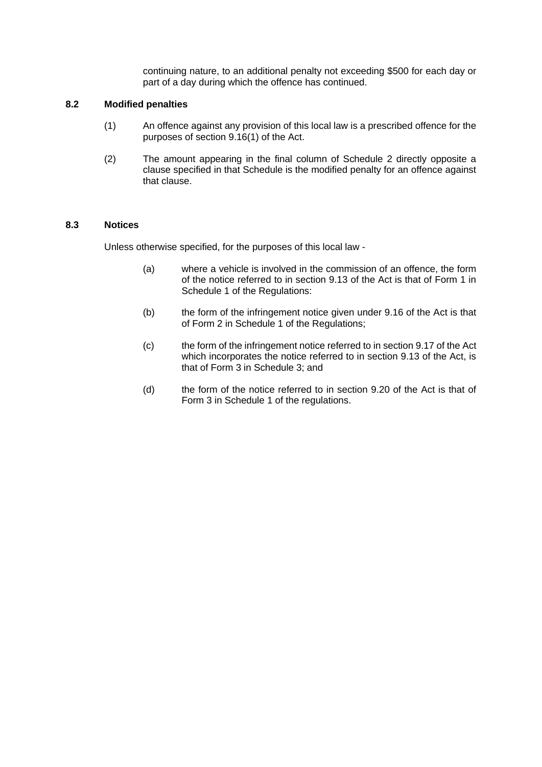continuing nature, to an additional penalty not exceeding $500 for each day or part of a day during which the offence has continued.

### 8.2 Modified penalties

(1) An offence against any provision of this local law is a prescribed offence for the purposes of section 9.16(1) of the Act.

(2) The amount appearing in the final column of Schedule 2 directly opposite a clause specified in that Schedule is the modified penalty for an offence against that clause.

### 8.3 Notices

Unless otherwise specified, for the purposes of this local law -

(a) where a vehicle is involved in the commission of an offence, the form of the notice referred to in section 9.13 of the Act is that of Form 1 in Schedule 1 of the Regulations:

(b) the form of the infringement notice given under 9.16 of the Act is that of Form 2 in Schedule 1 of the Regulations;

(c) the form of the infringement notice referred to in section 9.17 of the Act which incorporates the notice referred to in section 9.13 of the Act, is that of Form 3 in Schedule 3; and

(d) the form of the notice referred to in section 9.20 of the Act is that of Form 3 in Schedule 1 of the regulations.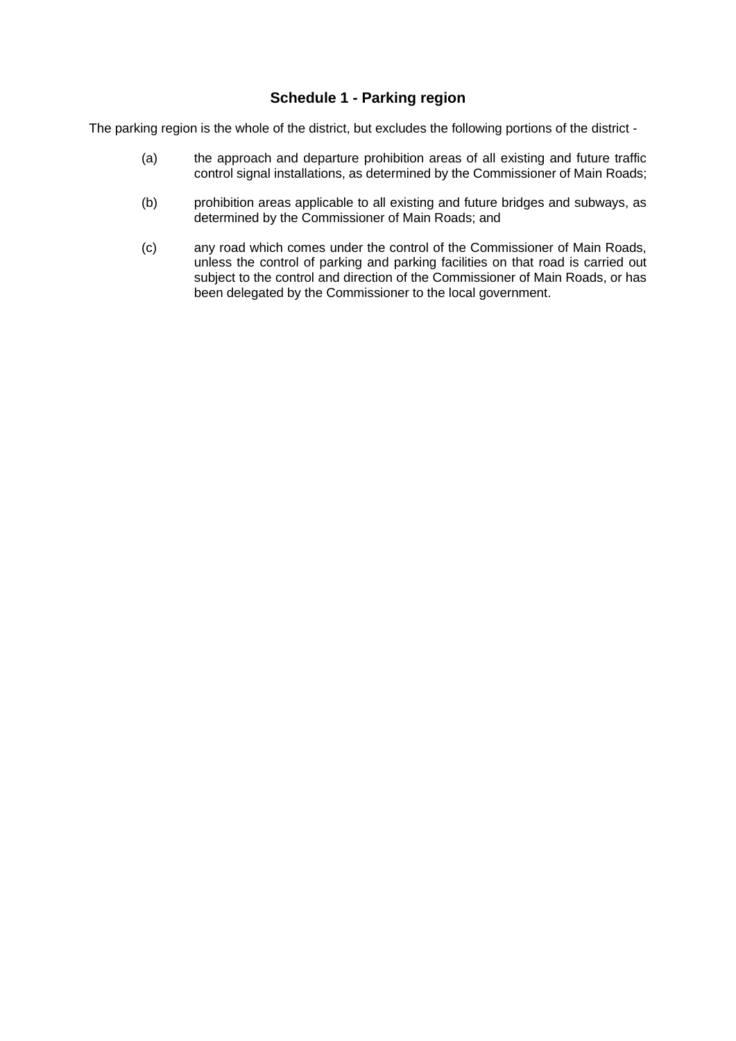## Schedule 1 - Parking region

The parking region is the whole of the district, but excludes the following portions of the district -

(a) the approach and departure prohibition areas of all existing and future traffic control signal installations, as determined by the Commissioner of Main Roads;

(b) prohibition areas applicable to all existing and future bridges and subways, as determined by the Commissioner of Main Roads; and

(c) any road which comes under the control of the Commissioner of Main Roads, unless the control of parking and parking facilities on that road is carried out subject to the control and direction of the Commissioner of Main Roads, or has been delegated by the Commissioner to the local government.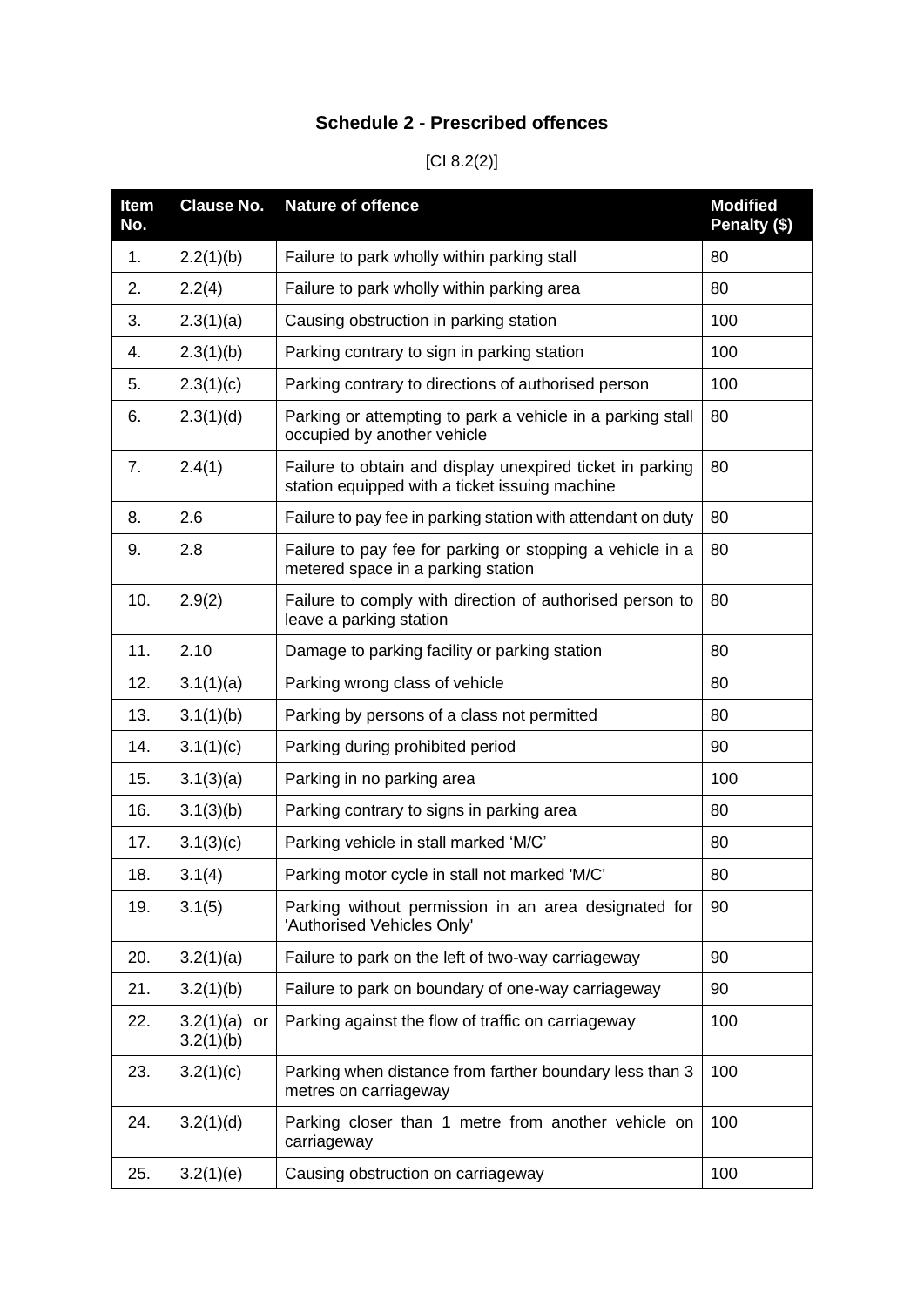## Schedule 2 - Prescribed offences

[Cl 8.2(2)]

| Item No. | Clause No. | Nature of offence | Modified Penalty ($) |
|---|---|---|---|
| 1. | 2.2(1)(b) | Failure to park wholly within parking stall | 80 |
| 2. | 2.2(4) | Failure to park wholly within parking area | 80 |
| 3. | 2.3(1)(a) | Causing obstruction in parking station | 100 |
| 4. | 2.3(1)(b) | Parking contrary to sign in parking station | 100 |
| 5. | 2.3(1)(c) | Parking contrary to directions of authorised person | 100 |
| 6. | 2.3(1)(d) | Parking or attempting to park a vehicle in a parking stall occupied by another vehicle | 80 |
| 7. | 2.4(1) | Failure to obtain and display unexpired ticket in parking station equipped with a ticket issuing machine | 80 |
| 8. | 2.6 | Failure to pay fee in parking station with attendant on duty | 80 |
| 9. | 2.8 | Failure to pay fee for parking or stopping a vehicle in a metered space in a parking station | 80 |
| 10. | 2.9(2) | Failure to comply with direction of authorised person to leave a parking station | 80 |
| 11. | 2.10 | Damage to parking facility or parking station | 80 |
| 12. | 3.1(1)(a) | Parking wrong class of vehicle | 80 |
| 13. | 3.1(1)(b) | Parking by persons of a class not permitted | 80 |
| 14. | 3.1(1)(c) | Parking during prohibited period | 90 |
| 15. | 3.1(3)(a) | Parking in no parking area | 100 |
| 16. | 3.1(3)(b) | Parking contrary to signs in parking area | 80 |
| 17. | 3.1(3)(c) | Parking vehicle in stall marked 'M/C' | 80 |
| 18. | 3.1(4) | Parking motor cycle in stall not marked 'M/C' | 80 |
| 19. | 3.1(5) | Parking without permission in an area designated for 'Authorised Vehicles Only' | 90 |
| 20. | 3.2(1)(a) | Failure to park on the left of two-way carriageway | 90 |
| 21. | 3.2(1)(b) | Failure to park on boundary of one-way carriageway | 90 |
| 22. | 3.2(1)(a) or 3.2(1)(b) | Parking against the flow of traffic on carriageway | 100 |
| 23. | 3.2(1)(c) | Parking when distance from farther boundary less than 3 metres on carriageway | 100 |
| 24. | 3.2(1)(d) | Parking closer than 1 metre from another vehicle on carriageway | 100 |
| 25. | 3.2(1)(e) | Causing obstruction on carriageway | 100 |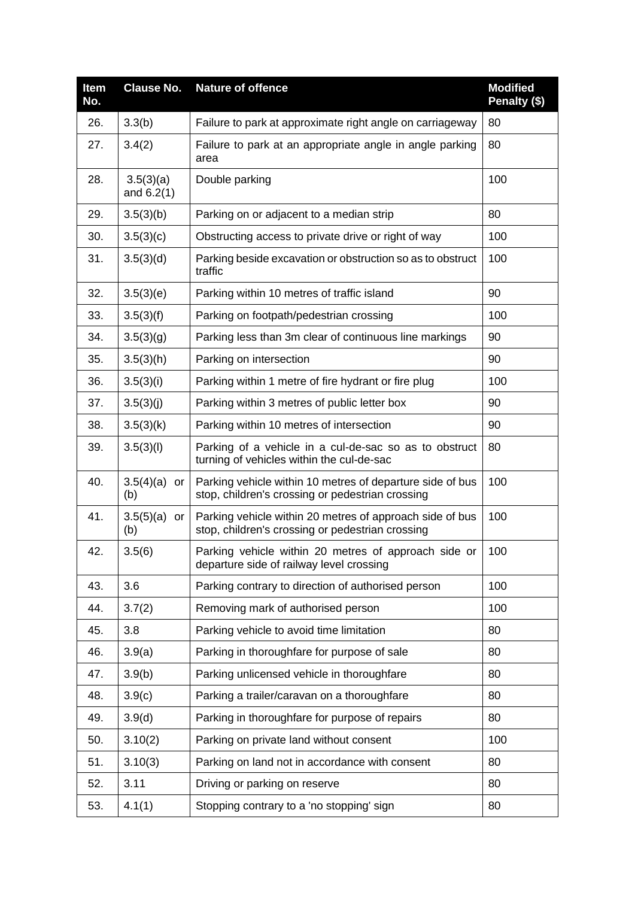| Item No. | Clause No. | Nature of offence | Modified Penalty ($) |
|---|---|---|---|
| 26. | 3.3(b) | Failure to park at approximate right angle on carriageway | 80 |
| 27. | 3.4(2) | Failure to park at an appropriate angle in angle parking area | 80 |
| 28. | 3.5(3)(a) and 6.2(1) | Double parking | 100 |
| 29. | 3.5(3)(b) | Parking on or adjacent to a median strip | 80 |
| 30. | 3.5(3)(c) | Obstructing access to private drive or right of way | 100 |
| 31. | 3.5(3)(d) | Parking beside excavation or obstruction so as to obstruct traffic | 100 |
| 32. | 3.5(3)(e) | Parking within 10 metres of traffic island | 90 |
| 33. | 3.5(3)(f) | Parking on footpath/pedestrian crossing | 100 |
| 34. | 3.5(3)(g) | Parking less than 3m clear of continuous line markings | 90 |
| 35. | 3.5(3)(h) | Parking on intersection | 90 |
| 36. | 3.5(3)(i) | Parking within 1 metre of fire hydrant or fire plug | 100 |
| 37. | 3.5(3)(j) | Parking within 3 metres of public letter box | 90 |
| 38. | 3.5(3)(k) | Parking within 10 metres of intersection | 90 |
| 39. | 3.5(3)(l) | Parking of a vehicle in a cul-de-sac so as to obstruct turning of vehicles within the cul-de-sac | 80 |
| 40. | 3.5(4)(a) or (b) | Parking vehicle within 10 metres of departure side of bus stop, children's crossing or pedestrian crossing | 100 |
| 41. | 3.5(5)(a) or (b) | Parking vehicle within 20 metres of approach side of bus stop, children's crossing or pedestrian crossing | 100 |
| 42. | 3.5(6) | Parking vehicle within 20 metres of approach side or departure side of railway level crossing | 100 |
| 43. | 3.6 | Parking contrary to direction of authorised person | 100 |
| 44. | 3.7(2) | Removing mark of authorised person | 100 |
| 45. | 3.8 | Parking vehicle to avoid time limitation | 80 |
| 46. | 3.9(a) | Parking in thoroughfare for purpose of sale | 80 |
| 47. | 3.9(b) | Parking unlicensed vehicle in thoroughfare | 80 |
| 48. | 3.9(c) | Parking a trailer/caravan on a thoroughfare | 80 |
| 49. | 3.9(d) | Parking in thoroughfare for purpose of repairs | 80 |
| 50. | 3.10(2) | Parking on private land without consent | 100 |
| 51. | 3.10(3) | Parking on land not in accordance with consent | 80 |
| 52. | 3.11 | Driving or parking on reserve | 80 |
| 53. | 4.1(1) | Stopping contrary to a 'no stopping' sign | 80 |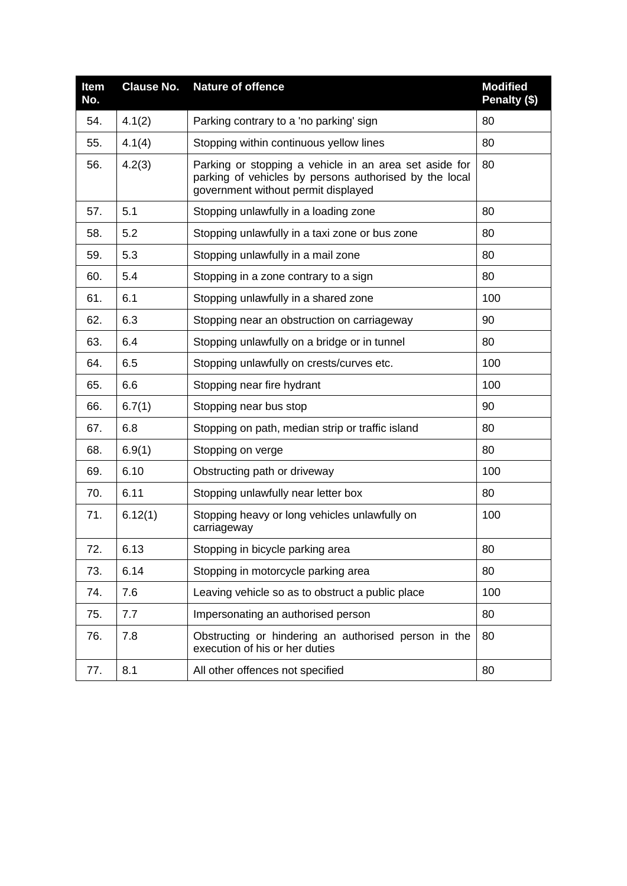| Item No. | Clause No. | Nature of offence | Modified Penalty ($) |
|---|---|---|---|
| 54. | 4.1(2) | Parking contrary to a 'no parking' sign | 80 |
| 55. | 4.1(4) | Stopping within continuous yellow lines | 80 |
| 56. | 4.2(3) | Parking or stopping a vehicle in an area set aside for parking of vehicles by persons authorised by the local government without permit displayed | 80 |
| 57. | 5.1 | Stopping unlawfully in a loading zone | 80 |
| 58. | 5.2 | Stopping unlawfully in a taxi zone or bus zone | 80 |
| 59. | 5.3 | Stopping unlawfully in a mail zone | 80 |
| 60. | 5.4 | Stopping in a zone contrary to a sign | 80 |
| 61. | 6.1 | Stopping unlawfully in a shared zone | 100 |
| 62. | 6.3 | Stopping near an obstruction on carriageway | 90 |
| 63. | 6.4 | Stopping unlawfully on a bridge or in tunnel | 80 |
| 64. | 6.5 | Stopping unlawfully on crests/curves etc. | 100 |
| 65. | 6.6 | Stopping near fire hydrant | 100 |
| 66. | 6.7(1) | Stopping near bus stop | 90 |
| 67. | 6.8 | Stopping on path, median strip or traffic island | 80 |
| 68. | 6.9(1) | Stopping on verge | 80 |
| 69. | 6.10 | Obstructing path or driveway | 100 |
| 70. | 6.11 | Stopping unlawfully near letter box | 80 |
| 71. | 6.12(1) | Stopping heavy or long vehicles unlawfully on carriageway | 100 |
| 72. | 6.13 | Stopping in bicycle parking area | 80 |
| 73. | 6.14 | Stopping in motorcycle parking area | 80 |
| 74. | 7.6 | Leaving vehicle so as to obstruct a public place | 100 |
| 75. | 7.7 | Impersonating an authorised person | 80 |
| 76. | 7.8 | Obstructing or hindering an authorised person in the execution of his or her duties | 80 |
| 77. | 8.1 | All other offences not specified | 80 |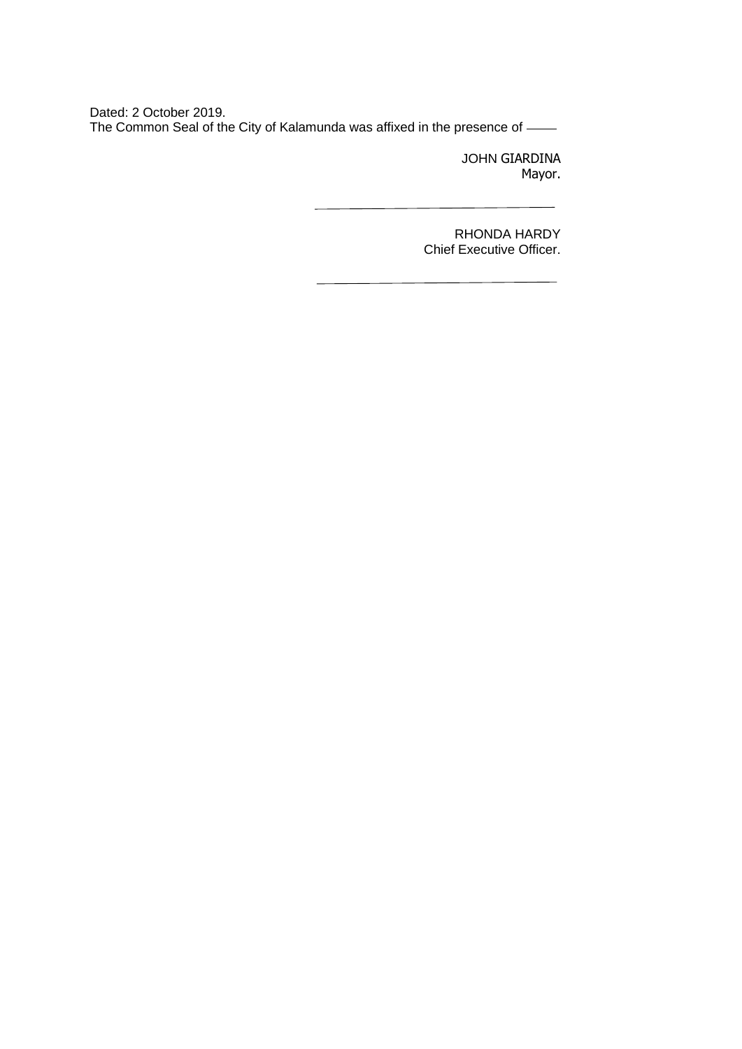Dated: 2 October 2019.

The Common Seal of the City of Kalamunda was affixed in the presence of ——

JOHN GIARDINA
Mayor.

\_\_\_\_\_\_\_\_\_\_\_\_\_\_\_\_\_\_\_\_\_\_\_\_\_\_\_\_\_\_

RHONDA HARDY
Chief Executive Officer.

\_\_\_\_\_\_\_\_\_\_\_\_\_\_\_\_\_\_\_\_\_\_\_\_\_\_\_\_\_\_